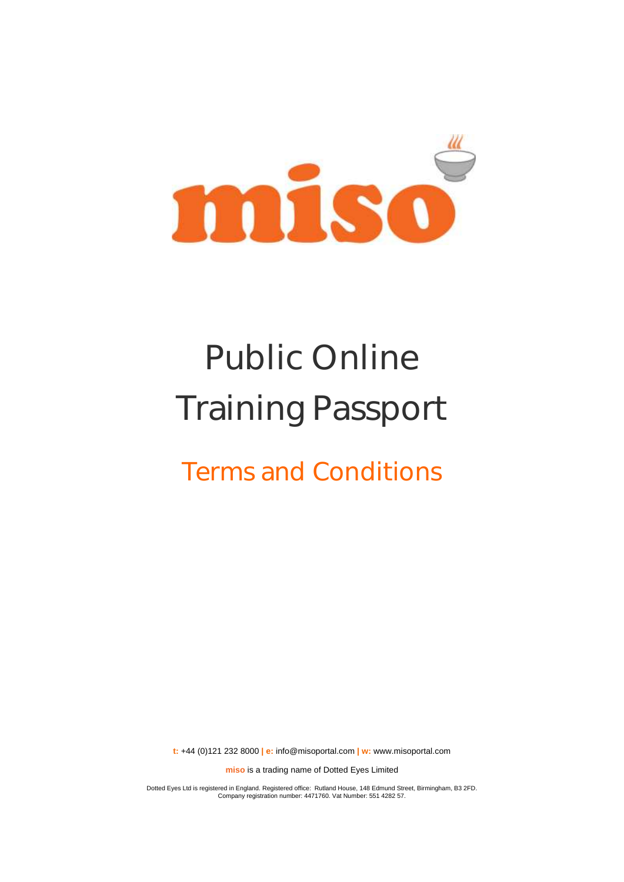# miso

# Public Online Training Passport

## Terms and Conditions

**t:** +44 (0)121 232 8000 | **e:** info@misoportal.com | **w:** www.misoportal.com

**miso** is a trading name of Dotted Eyes Limited

Dotted Eyes Ltd is registered in England. Registered office: Rutland House, 148 Edmund Street, Birmingham, B3 2FD. Company registration number: 4471760. Vat Number: 551 4282 57.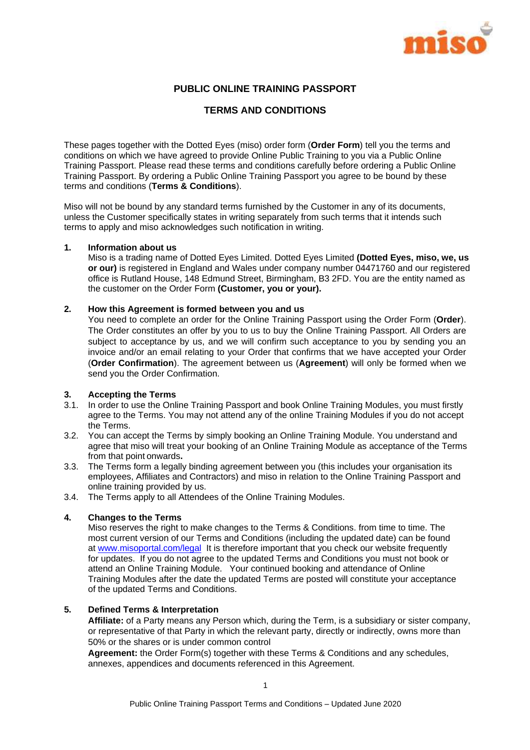# PUBLIC ONLINE TRAINING PASSPORT

## TERMS AND CONDITIONS

These pages together with the Dotted Eyes (miso) order form (**Order Form**) tell you the terms and conditions on which we have agreed to provide Online Public Training to you via a Public Online Training Passport. Please read these terms and conditions carefully before ordering a Public Online Training Passport. By ordering a Public Online Training Passport you agree to be bound by these terms and conditions (**Terms & Conditions**).

Miso will not be bound by any standard terms furnished by the Customer in any of its documents, unless the Customer specifically states in writing separately from such terms that it intends such terms to apply and miso acknowledges such notification in writing.

### 1. Information about us

Miso is a trading name of Dotted Eyes Limited. Dotted Eyes Limited **(Dotted Eyes, miso, we, us or our)** is registered in England and Wales under company number 04471760 and our registered office is Rutland House, 148 Edmund Street, Birmingham, B3 2FD. You are the entity named as the customer on the Order Form **(Customer, you or your).**

### 2. How this Agreement is formed between you and us

You need to complete an order for the Online Training Passport using the Order Form (**Order**). The Order constitutes an offer by you to us to buy the Online Training Passport. All Orders are subject to acceptance by us, and we will confirm such acceptance to you by sending you an invoice and/or an email relating to your Order that confirms that we have accepted your Order (**Order Confirmation**). The agreement between us (**Agreement**) will only be formed when we send you the Order Confirmation.

### 3. Accepting the Terms

3.1. In order to use the Online Training Passport and book Online Training Modules, you must firstly agree to the Terms. You may not attend any of the online Training Modules if you do not accept the Terms.

3.2. You can accept the Terms by simply booking an Online Training Module. You understand and agree that miso will treat your booking of an Online Training Module as acceptance of the Terms from that point onwards**.**

3.3. The Terms form a legally binding agreement between you (this includes your organisation its employees, Affiliates and Contractors) and miso in relation to the Online Training Passport and online training provided by us.

3.4. The Terms apply to all Attendees of the Online Training Modules.

### 4. Changes to the Terms

Miso reserves the right to make changes to the Terms & Conditions. from time to time. The most current version of our Terms and Conditions (including the updated date) can be found at www.misoportal.com/legal It is therefore important that you check our website frequently for updates. If you do not agree to the updated Terms and Conditions you must not book or attend an Online Training Module. Your continued booking and attendance of Online Training Modules after the date the updated Terms are posted will constitute your acceptance of the updated Terms and Conditions.

### 5. Defined Terms & Interpretation

**Affiliate:** of a Party means any Person which, during the Term, is a subsidiary or sister company, or representative of that Party in which the relevant party, directly or indirectly, owns more than 50% or the shares or is under common control

**Agreement:** the Order Form(s) together with these Terms & Conditions and any schedules, annexes, appendices and documents referenced in this Agreement.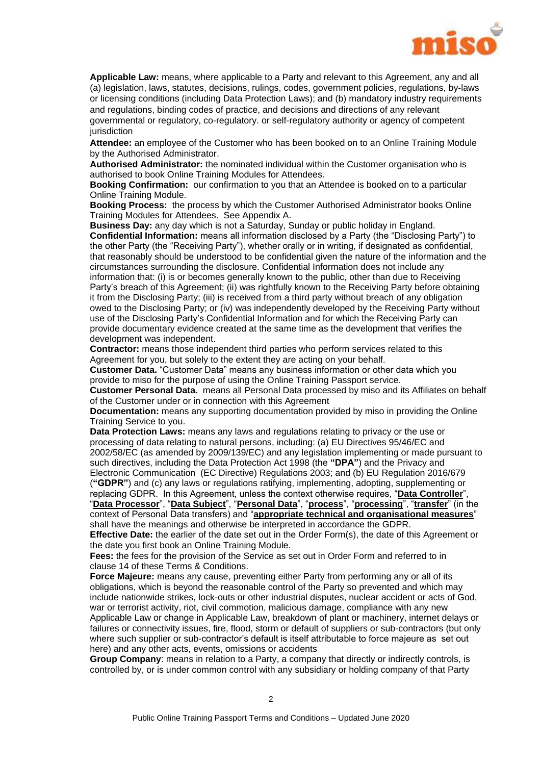**Applicable Law:** means, where applicable to a Party and relevant to this Agreement, any and all (a) legislation, laws, statutes, decisions, rulings, codes, government policies, regulations, by-laws or licensing conditions (including Data Protection Laws); and (b) mandatory industry requirements and regulations, binding codes of practice, and decisions and directions of any relevant governmental or regulatory, co-regulatory. or self-regulatory authority or agency of competent jurisdiction

**Attendee:** an employee of the Customer who has been booked on to an Online Training Module by the Authorised Administrator.

**Authorised Administrator:** the nominated individual within the Customer organisation who is authorised to book Online Training Modules for Attendees.

**Booking Confirmation:** our confirmation to you that an Attendee is booked on to a particular Online Training Module.

**Booking Process:** the process by which the Customer Authorised Administrator books Online Training Modules for Attendees. See Appendix A.

**Business Day:** any day which is not a Saturday, Sunday or public holiday in England.

**Confidential Information:** means all information disclosed by a Party (the "Disclosing Party") to the other Party (the "Receiving Party"), whether orally or in writing, if designated as confidential, that reasonably should be understood to be confidential given the nature of the information and the circumstances surrounding the disclosure. Confidential Information does not include any information that: (i) is or becomes generally known to the public, other than due to Receiving Party's breach of this Agreement; (ii) was rightfully known to the Receiving Party before obtaining it from the Disclosing Party; (iii) is received from a third party without breach of any obligation owed to the Disclosing Party; or (iv) was independently developed by the Receiving Party without use of the Disclosing Party's Confidential Information and for which the Receiving Party can provide documentary evidence created at the same time as the development that verifies the development was independent.

**Contractor:** means those independent third parties who perform services related to this Agreement for you, but solely to the extent they are acting on your behalf.

**Customer Data.** "Customer Data" means any business information or other data which you provide to miso for the purpose of using the Online Training Passport service.

**Customer Personal Data.** means all Personal Data processed by miso and its Affiliates on behalf of the Customer under or in connection with this Agreement

**Documentation:** means any supporting documentation provided by miso in providing the Online Training Service to you.

**Data Protection Laws:** means any laws and regulations relating to privacy or the use or processing of data relating to natural persons, including: (a) EU Directives 95/46/EC and 2002/58/EC (as amended by 2009/139/EC) and any legislation implementing or made pursuant to such directives, including the Data Protection Act 1998 (the **"DPA"**) and the Privacy and Electronic Communication (EC Directive) Regulations 2003; and (b) EU Regulation 2016/679 (**"GDPR"**) and (c) any laws or regulations ratifying, implementing, adopting, supplementing or replacing GDPR. In this Agreement, unless the context otherwise requires, "**Data Controller**", "**Data Processor**", "**Data Subject**", "**Personal Data**", "**process**", "**processing**", "**transfer**" (in the context of Personal Data transfers) and "**appropriate technical and organisational measures**" shall have the meanings and otherwise be interpreted in accordance the GDPR.

**Effective Date:** the earlier of the date set out in the Order Form(s), the date of this Agreement or the date you first book an Online Training Module.

**Fees:** the fees for the provision of the Service as set out in Order Form and referred to in clause 14 of these Terms & Conditions.

**Force Majeure:** means any cause, preventing either Party from performing any or all of its obligations, which is beyond the reasonable control of the Party so prevented and which may include nationwide strikes, lock-outs or other industrial disputes, nuclear accident or acts of God, war or terrorist activity, riot, civil commotion, malicious damage, compliance with any new Applicable Law or change in Applicable Law, breakdown of plant or machinery, internet delays or failures or connectivity issues, fire, flood, storm or default of suppliers or sub-contractors (but only where such supplier or sub-contractor's default is itself attributable to force majeure as set out here) and any other acts, events, omissions or accidents

**Group Company**: means in relation to a Party, a company that directly or indirectly controls, is controlled by, or is under common control with any subsidiary or holding company of that Party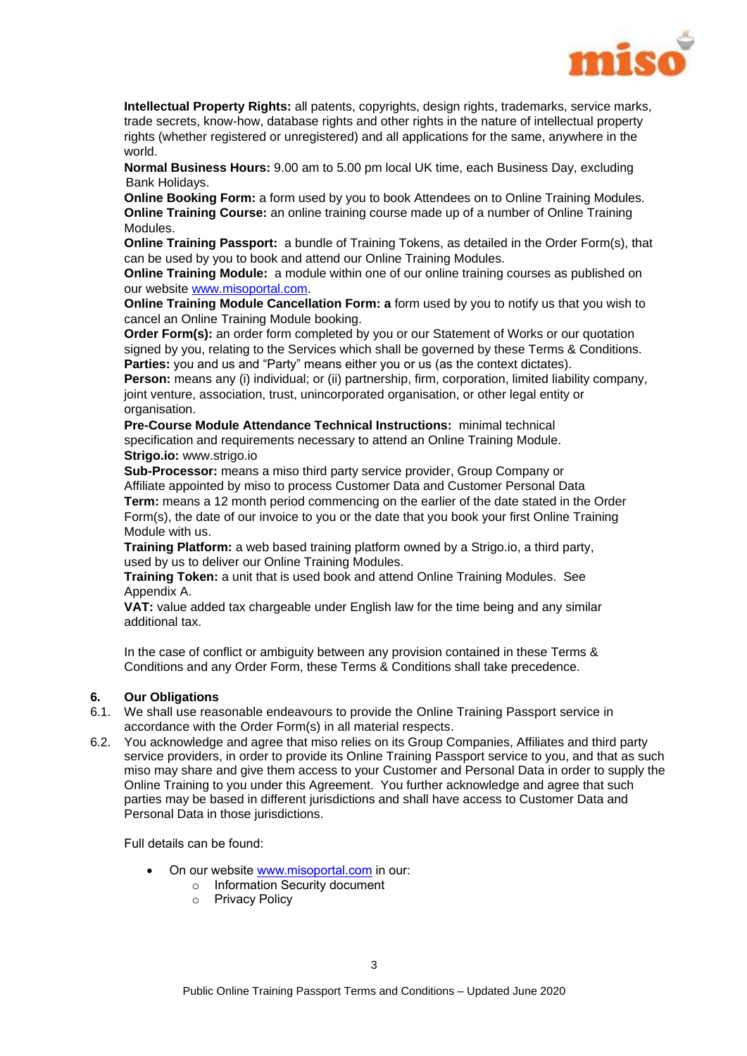**Intellectual Property Rights:** all patents, copyrights, design rights, trademarks, service marks, trade secrets, know-how, database rights and other rights in the nature of intellectual property rights (whether registered or unregistered) and all applications for the same, anywhere in the world.

**Normal Business Hours:** 9.00 am to 5.00 pm local UK time, each Business Day, excluding Bank Holidays.

**Online Booking Form:** a form used by you to book Attendees on to Online Training Modules.

**Online Training Course:** an online training course made up of a number of Online Training Modules.

**Online Training Passport:** a bundle of Training Tokens, as detailed in the Order Form(s), that can be used by you to book and attend our Online Training Modules.

**Online Training Module:** a module within one of our online training courses as published on our website www.misoportal.com.

**Online Training Module Cancellation Form: a** form used by you to notify us that you wish to cancel an Online Training Module booking.

**Order Form(s):** an order form completed by you or our Statement of Works or our quotation signed by you, relating to the Services which shall be governed by these Terms & Conditions.

**Parties:** you and us and "Party" means either you or us (as the context dictates).

**Person:** means any (i) individual; or (ii) partnership, firm, corporation, limited liability company, joint venture, association, trust, unincorporated organisation, or other legal entity or organisation.

**Pre-Course Module Attendance Technical Instructions:** minimal technical specification and requirements necessary to attend an Online Training Module.

**Strigo.io:** www.strigo.io

**Sub-Processor:** means a miso third party service provider, Group Company or Affiliate appointed by miso to process Customer Data and Customer Personal Data

**Term:** means a 12 month period commencing on the earlier of the date stated in the Order Form(s), the date of our invoice to you or the date that you book your first Online Training Module with us.

**Training Platform:** a web based training platform owned by a Strigo.io, a third party, used by us to deliver our Online Training Modules.

**Training Token:** a unit that is used book and attend Online Training Modules. See Appendix A.

**VAT:** value added tax chargeable under English law for the time being and any similar additional tax.

In the case of conflict or ambiguity between any provision contained in these Terms & Conditions and any Order Form, these Terms & Conditions shall take precedence.

## 6. Our Obligations

6.1. We shall use reasonable endeavours to provide the Online Training Passport service in accordance with the Order Form(s) in all material respects.

6.2. You acknowledge and agree that miso relies on its Group Companies, Affiliates and third party service providers, in order to provide its Online Training Passport service to you, and that as such miso may share and give them access to your Customer and Personal Data in order to supply the Online Training to you under this Agreement. You further acknowledge and agree that such parties may be based in different jurisdictions and shall have access to Customer Data and Personal Data in those jurisdictions.

Full details can be found:

- On our website www.misoportal.com in our:
  - Information Security document
  - Privacy Policy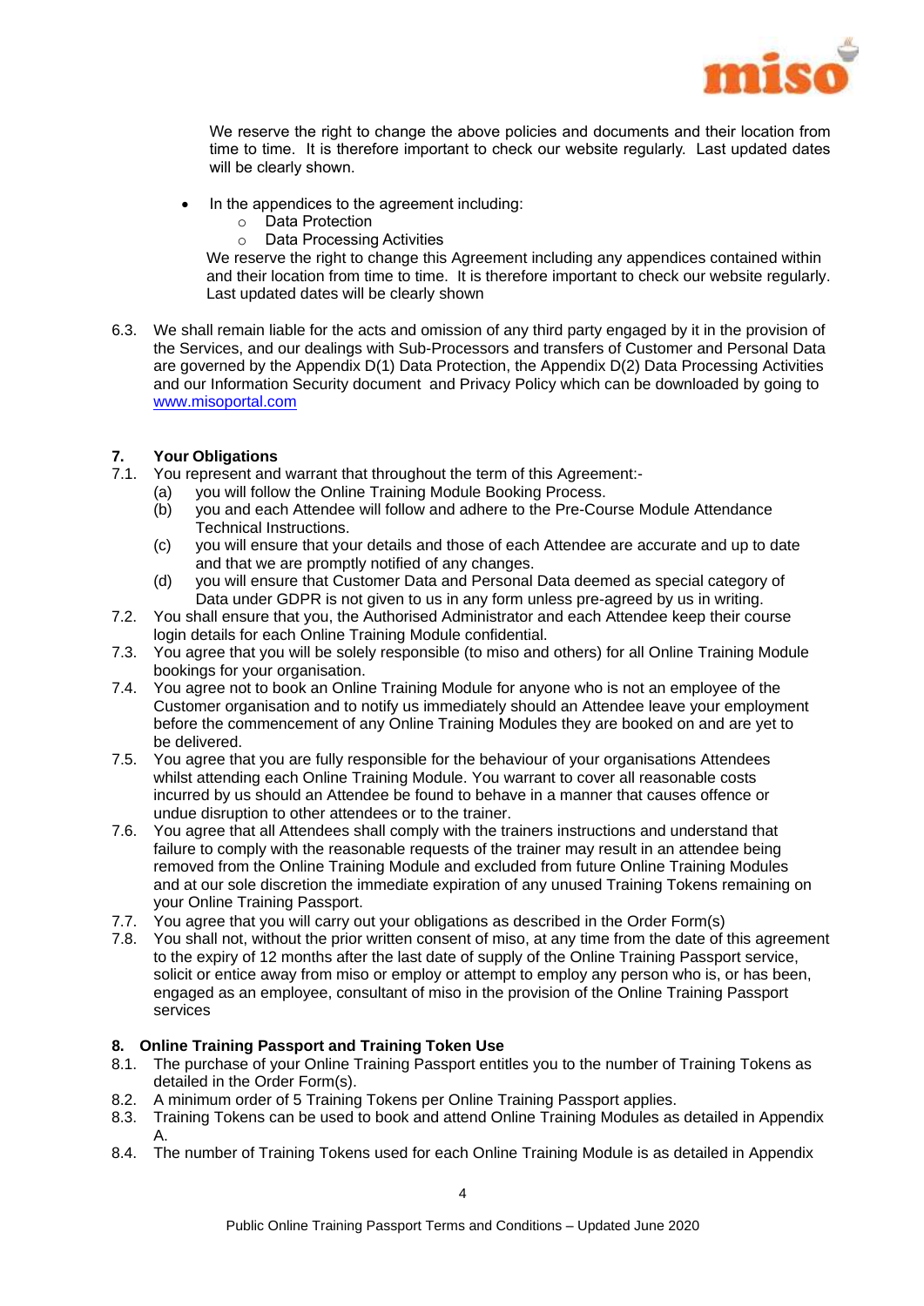We reserve the right to change the above policies and documents and their location from time to time. It is therefore important to check our website regularly. Last updated dates will be clearly shown.

- In the appendices to the agreement including:
  - Data Protection
  - Data Processing Activities

  We reserve the right to change this Agreement including any appendices contained within and their location from time to time. It is therefore important to check our website regularly. Last updated dates will be clearly shown

6.3. We shall remain liable for the acts and omission of any third party engaged by it in the provision of the Services, and our dealings with Sub-Processors and transfers of Customer and Personal Data are governed by the Appendix D(1) Data Protection, the Appendix D(2) Data Processing Activities and our Information Security document and Privacy Policy which can be downloaded by going to [www.misoportal.com](http://www.misoportal.com)

**7. Your Obligations**

7.1. You represent and warrant that throughout the term of this Agreement:-

(a) you will follow the Online Training Module Booking Process.

(b) you and each Attendee will follow and adhere to the Pre-Course Module Attendance Technical Instructions.

(c) you will ensure that your details and those of each Attendee are accurate and up to date and that we are promptly notified of any changes.

(d) you will ensure that Customer Data and Personal Data deemed as special category of Data under GDPR is not given to us in any form unless pre-agreed by us in writing.

7.2. You shall ensure that you, the Authorised Administrator and each Attendee keep their course login details for each Online Training Module confidential.

7.3. You agree that you will be solely responsible (to miso and others) for all Online Training Module bookings for your organisation.

7.4. You agree not to book an Online Training Module for anyone who is not an employee of the Customer organisation and to notify us immediately should an Attendee leave your employment before the commencement of any Online Training Modules they are booked on and are yet to be delivered.

7.5. You agree that you are fully responsible for the behaviour of your organisations Attendees whilst attending each Online Training Module. You warrant to cover all reasonable costs incurred by us should an Attendee be found to behave in a manner that causes offence or undue disruption to other attendees or to the trainer.

7.6. You agree that all Attendees shall comply with the trainers instructions and understand that failure to comply with the reasonable requests of the trainer may result in an attendee being removed from the Online Training Module and excluded from future Online Training Modules and at our sole discretion the immediate expiration of any unused Training Tokens remaining on your Online Training Passport.

7.7. You agree that you will carry out your obligations as described in the Order Form(s)

7.8. You shall not, without the prior written consent of miso, at any time from the date of this agreement to the expiry of 12 months after the last date of supply of the Online Training Passport service, solicit or entice away from miso or employ or attempt to employ any person who is, or has been, engaged as an employee, consultant of miso in the provision of the Online Training Passport services

**8. Online Training Passport and Training Token Use**

8.1. The purchase of your Online Training Passport entitles you to the number of Training Tokens as detailed in the Order Form(s).

8.2. A minimum order of 5 Training Tokens per Online Training Passport applies.

8.3. Training Tokens can be used to book and attend Online Training Modules as detailed in Appendix A.

8.4. The number of Training Tokens used for each Online Training Module is as detailed in Appendix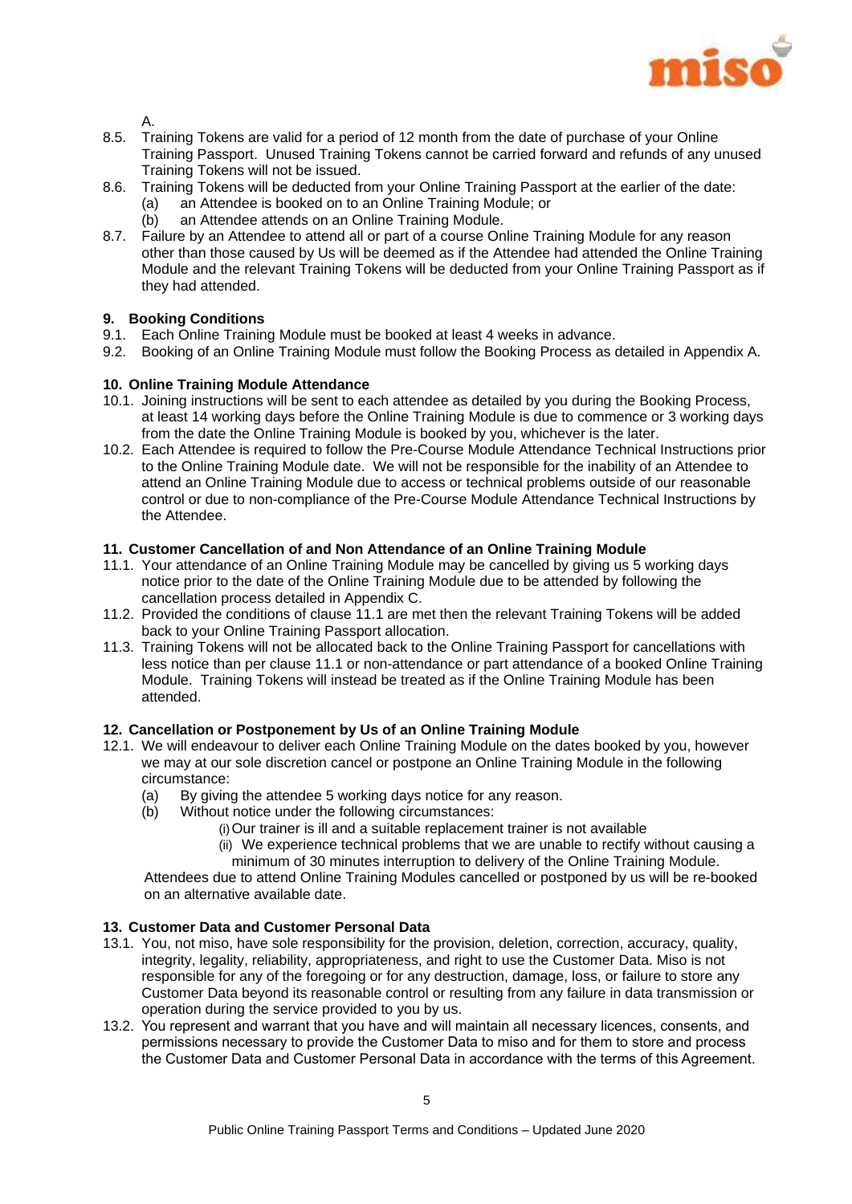A.

8.5. Training Tokens are valid for a period of 12 month from the date of purchase of your Online Training Passport. Unused Training Tokens cannot be carried forward and refunds of any unused Training Tokens will not be issued.

8.6. Training Tokens will be deducted from your Online Training Passport at the earlier of the date:
  (a) an Attendee is booked on to an Online Training Module; or
  (b) an Attendee attends on an Online Training Module.

8.7. Failure by an Attendee to attend all or part of a course Online Training Module for any reason other than those caused by Us will be deemed as if the Attendee had attended the Online Training Module and the relevant Training Tokens will be deducted from your Online Training Passport as if they had attended.

**9. Booking Conditions**

9.1. Each Online Training Module must be booked at least 4 weeks in advance.

9.2. Booking of an Online Training Module must follow the Booking Process as detailed in Appendix A.

**10. Online Training Module Attendance**

10.1. Joining instructions will be sent to each attendee as detailed by you during the Booking Process, at least 14 working days before the Online Training Module is due to commence or 3 working days from the date the Online Training Module is booked by you, whichever is the later.

10.2. Each Attendee is required to follow the Pre-Course Module Attendance Technical Instructions prior to the Online Training Module date. We will not be responsible for the inability of an Attendee to attend an Online Training Module due to access or technical problems outside of our reasonable control or due to non-compliance of the Pre-Course Module Attendance Technical Instructions by the Attendee.

**11. Customer Cancellation of and Non Attendance of an Online Training Module**

11.1. Your attendance of an Online Training Module may be cancelled by giving us 5 working days notice prior to the date of the Online Training Module due to be attended by following the cancellation process detailed in Appendix C.

11.2. Provided the conditions of clause 11.1 are met then the relevant Training Tokens will be added back to your Online Training Passport allocation.

11.3. Training Tokens will not be allocated back to the Online Training Passport for cancellations with less notice than per clause 11.1 or non-attendance or part attendance of a booked Online Training Module. Training Tokens will instead be treated as if the Online Training Module has been attended.

**12. Cancellation or Postponement by Us of an Online Training Module**

12.1. We will endeavour to deliver each Online Training Module on the dates booked by you, however we may at our sole discretion cancel or postpone an Online Training Module in the following circumstance:
  (a) By giving the attendee 5 working days notice for any reason.
  (b) Without notice under the following circumstances:
    (i) Our trainer is ill and a suitable replacement trainer is not available
    (ii) We experience technical problems that we are unable to rectify without causing a minimum of 30 minutes interruption to delivery of the Online Training Module.

Attendees due to attend Online Training Modules cancelled or postponed by us will be re-booked on an alternative available date.

**13. Customer Data and Customer Personal Data**

13.1. You, not miso, have sole responsibility for the provision, deletion, correction, accuracy, quality, integrity, legality, reliability, appropriateness, and right to use the Customer Data. Miso is not responsible for any of the foregoing or for any destruction, damage, loss, or failure to store any Customer Data beyond its reasonable control or resulting from any failure in data transmission or operation during the service provided to you by us.

13.2. You represent and warrant that you have and will maintain all necessary licences, consents, and permissions necessary to provide the Customer Data to miso and for them to store and process the Customer Data and Customer Personal Data in accordance with the terms of this Agreement.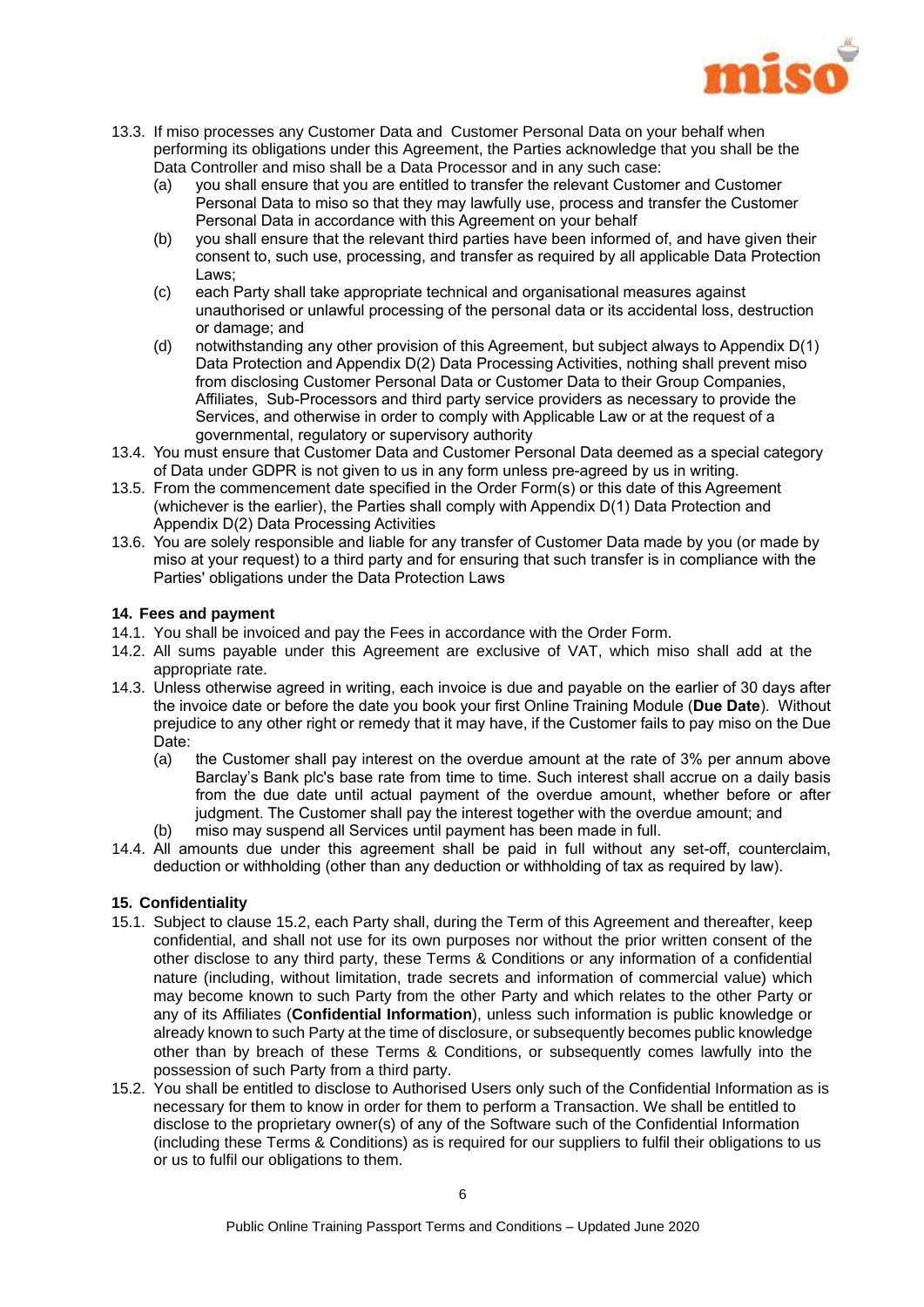13.3. If miso processes any Customer Data and Customer Personal Data on your behalf when performing its obligations under this Agreement, the Parties acknowledge that you shall be the Data Controller and miso shall be a Data Processor and in any such case:

- (a) you shall ensure that you are entitled to transfer the relevant Customer and Customer Personal Data to miso so that they may lawfully use, process and transfer the Customer Personal Data in accordance with this Agreement on your behalf
- (b) you shall ensure that the relevant third parties have been informed of, and have given their consent to, such use, processing, and transfer as required by all applicable Data Protection Laws;
- (c) each Party shall take appropriate technical and organisational measures against unauthorised or unlawful processing of the personal data or its accidental loss, destruction or damage; and
- (d) notwithstanding any other provision of this Agreement, but subject always to Appendix D(1) Data Protection and Appendix D(2) Data Processing Activities, nothing shall prevent miso from disclosing Customer Personal Data or Customer Data to their Group Companies, Affiliates, Sub-Processors and third party service providers as necessary to provide the Services, and otherwise in order to comply with Applicable Law or at the request of a governmental, regulatory or supervisory authority

13.4. You must ensure that Customer Data and Customer Personal Data deemed as a special category of Data under GDPR is not given to us in any form unless pre-agreed by us in writing.

13.5. From the commencement date specified in the Order Form(s) or this date of this Agreement (whichever is the earlier), the Parties shall comply with Appendix D(1) Data Protection and Appendix D(2) Data Processing Activities

13.6. You are solely responsible and liable for any transfer of Customer Data made by you (or made by miso at your request) to a third party and for ensuring that such transfer is in compliance with the Parties' obligations under the Data Protection Laws

**14. Fees and payment**

14.1. You shall be invoiced and pay the Fees in accordance with the Order Form.

14.2. All sums payable under this Agreement are exclusive of VAT, which miso shall add at the appropriate rate.

14.3. Unless otherwise agreed in writing, each invoice is due and payable on the earlier of 30 days after the invoice date or before the date you book your first Online Training Module (**Due Date**). Without prejudice to any other right or remedy that it may have, if the Customer fails to pay miso on the Due Date:

- (a) the Customer shall pay interest on the overdue amount at the rate of 3% per annum above Barclay's Bank plc's base rate from time to time. Such interest shall accrue on a daily basis from the due date until actual payment of the overdue amount, whether before or after judgment. The Customer shall pay the interest together with the overdue amount; and
- (b) miso may suspend all Services until payment has been made in full.

14.4. All amounts due under this agreement shall be paid in full without any set-off, counterclaim, deduction or withholding (other than any deduction or withholding of tax as required by law).

**15. Confidentiality**

15.1. Subject to clause 15.2, each Party shall, during the Term of this Agreement and thereafter, keep confidential, and shall not use for its own purposes nor without the prior written consent of the other disclose to any third party, these Terms & Conditions or any information of a confidential nature (including, without limitation, trade secrets and information of commercial value) which may become known to such Party from the other Party and which relates to the other Party or any of its Affiliates (**Confidential Information**), unless such information is public knowledge or already known to such Party at the time of disclosure, or subsequently becomes public knowledge other than by breach of these Terms & Conditions, or subsequently comes lawfully into the possession of such Party from a third party.

15.2. You shall be entitled to disclose to Authorised Users only such of the Confidential Information as is necessary for them to know in order for them to perform a Transaction. We shall be entitled to disclose to the proprietary owner(s) of any of the Software such of the Confidential Information (including these Terms & Conditions) as is required for our suppliers to fulfil their obligations to us or us to fulfil our obligations to them.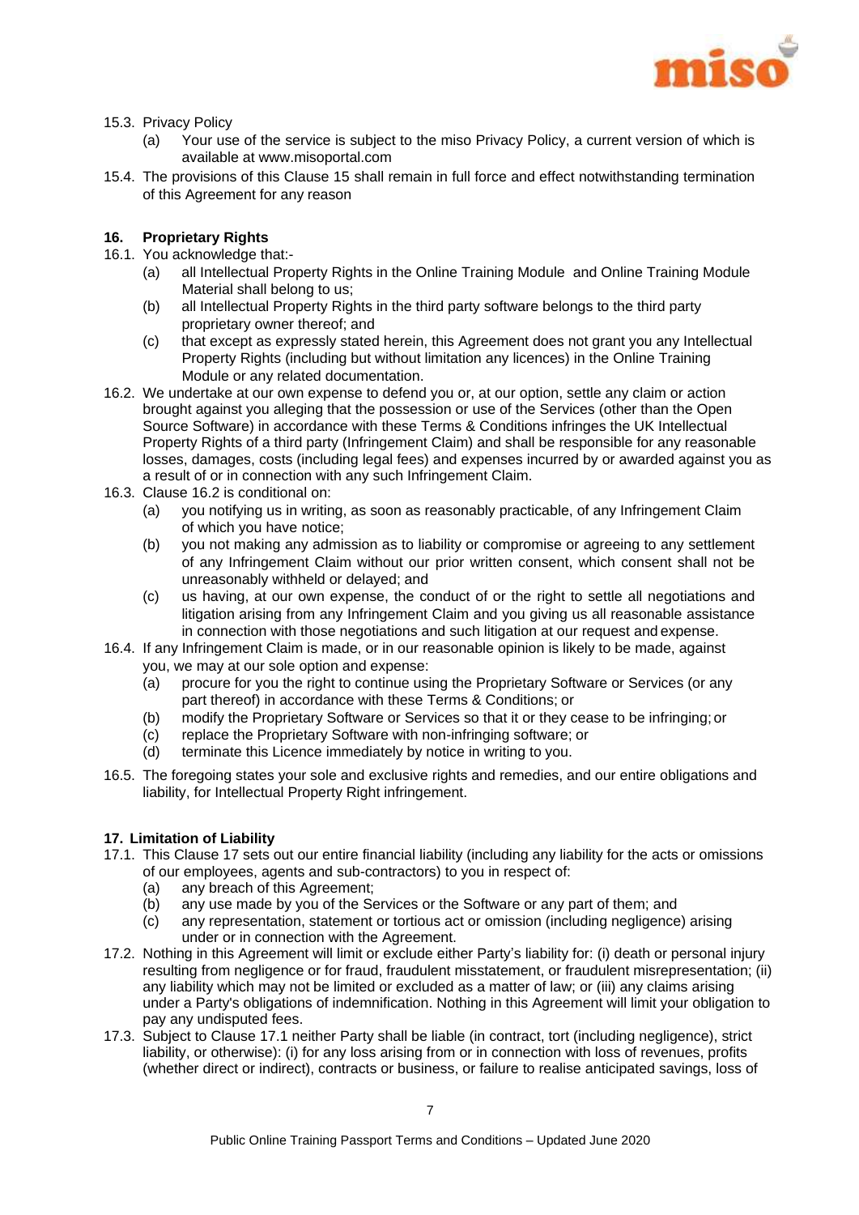15.3. Privacy Policy

(a) Your use of the service is subject to the miso Privacy Policy, a current version of which is available at www.misoportal.com

15.4. The provisions of this Clause 15 shall remain in full force and effect notwithstanding termination of this Agreement for any reason

## 16. Proprietary Rights

16.1. You acknowledge that:-

(a) all Intellectual Property Rights in the Online Training Module and Online Training Module Material shall belong to us;

(b) all Intellectual Property Rights in the third party software belongs to the third party proprietary owner thereof; and

(c) that except as expressly stated herein, this Agreement does not grant you any Intellectual Property Rights (including but without limitation any licences) in the Online Training Module or any related documentation.

16.2. We undertake at our own expense to defend you or, at our option, settle any claim or action brought against you alleging that the possession or use of the Services (other than the Open Source Software) in accordance with these Terms & Conditions infringes the UK Intellectual Property Rights of a third party (Infringement Claim) and shall be responsible for any reasonable losses, damages, costs (including legal fees) and expenses incurred by or awarded against you as a result of or in connection with any such Infringement Claim.

16.3. Clause 16.2 is conditional on:

(a) you notifying us in writing, as soon as reasonably practicable, of any Infringement Claim of which you have notice;

(b) you not making any admission as to liability or compromise or agreeing to any settlement of any Infringement Claim without our prior written consent, which consent shall not be unreasonably withheld or delayed; and

(c) us having, at our own expense, the conduct of or the right to settle all negotiations and litigation arising from any Infringement Claim and you giving us all reasonable assistance in connection with those negotiations and such litigation at our request and expense.

16.4. If any Infringement Claim is made, or in our reasonable opinion is likely to be made, against you, we may at our sole option and expense:

(a) procure for you the right to continue using the Proprietary Software or Services (or any part thereof) in accordance with these Terms & Conditions; or

(b) modify the Proprietary Software or Services so that it or they cease to be infringing; or

(c) replace the Proprietary Software with non-infringing software; or

(d) terminate this Licence immediately by notice in writing to you.

16.5. The foregoing states your sole and exclusive rights and remedies, and our entire obligations and liability, for Intellectual Property Right infringement.

## 17. Limitation of Liability

17.1. This Clause 17 sets out our entire financial liability (including any liability for the acts or omissions of our employees, agents and sub-contractors) to you in respect of:

(a) any breach of this Agreement;

(b) any use made by you of the Services or the Software or any part of them; and

(c) any representation, statement or tortious act or omission (including negligence) arising under or in connection with the Agreement.

17.2. Nothing in this Agreement will limit or exclude either Party's liability for: (i) death or personal injury resulting from negligence or for fraud, fraudulent misstatement, or fraudulent misrepresentation; (ii) any liability which may not be limited or excluded as a matter of law; or (iii) any claims arising under a Party's obligations of indemnification. Nothing in this Agreement will limit your obligation to pay any undisputed fees.

17.3. Subject to Clause 17.1 neither Party shall be liable (in contract, tort (including negligence), strict liability, or otherwise): (i) for any loss arising from or in connection with loss of revenues, profits (whether direct or indirect), contracts or business, or failure to realise anticipated savings, loss of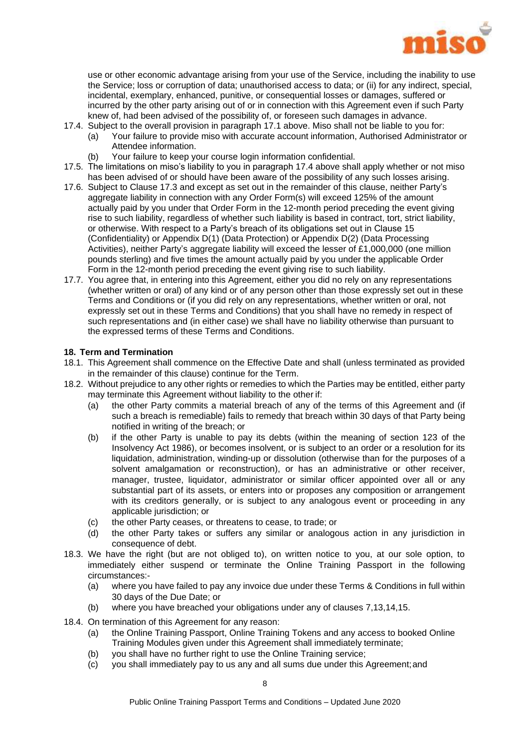use or other economic advantage arising from your use of the Service, including the inability to use the Service; loss or corruption of data; unauthorised access to data; or (ii) for any indirect, special, incidental, exemplary, enhanced, punitive, or consequential losses or damages, suffered or incurred by the other party arising out of or in connection with this Agreement even if such Party knew of, had been advised of the possibility of, or foreseen such damages in advance.

17.4. Subject to the overall provision in paragraph 17.1 above. Miso shall not be liable to you for:

(a) Your failure to provide miso with accurate account information, Authorised Administrator or Attendee information.

(b) Your failure to keep your course login information confidential.

17.5. The limitations on miso's liability to you in paragraph 17.4 above shall apply whether or not miso has been advised of or should have been aware of the possibility of any such losses arising.

17.6. Subject to Clause 17.3 and except as set out in the remainder of this clause, neither Party's aggregate liability in connection with any Order Form(s) will exceed 125% of the amount actually paid by you under that Order Form in the 12-month period preceding the event giving rise to such liability, regardless of whether such liability is based in contract, tort, strict liability, or otherwise. With respect to a Party's breach of its obligations set out in Clause 15 (Confidentiality) or Appendix D(1) (Data Protection) or Appendix D(2) (Data Processing Activities), neither Party's aggregate liability will exceed the lesser of £1,000,000 (one million pounds sterling) and five times the amount actually paid by you under the applicable Order Form in the 12-month period preceding the event giving rise to such liability.

17.7. You agree that, in entering into this Agreement, either you did no rely on any representations (whether written or oral) of any kind or of any person other than those expressly set out in these Terms and Conditions or (if you did rely on any representations, whether written or oral, not expressly set out in these Terms and Conditions) that you shall have no remedy in respect of such representations and (in either case) we shall have no liability otherwise than pursuant to the expressed terms of these Terms and Conditions.

**18. Term and Termination**

18.1. This Agreement shall commence on the Effective Date and shall (unless terminated as provided in the remainder of this clause) continue for the Term.

18.2. Without prejudice to any other rights or remedies to which the Parties may be entitled, either party may terminate this Agreement without liability to the other if:

(a) the other Party commits a material breach of any of the terms of this Agreement and (if such a breach is remediable) fails to remedy that breach within 30 days of that Party being notified in writing of the breach; or

(b) if the other Party is unable to pay its debts (within the meaning of section 123 of the Insolvency Act 1986), or becomes insolvent, or is subject to an order or a resolution for its liquidation, administration, winding-up or dissolution (otherwise than for the purposes of a solvent amalgamation or reconstruction), or has an administrative or other receiver, manager, trustee, liquidator, administrator or similar officer appointed over all or any substantial part of its assets, or enters into or proposes any composition or arrangement with its creditors generally, or is subject to any analogous event or proceeding in any applicable jurisdiction; or

(c) the other Party ceases, or threatens to cease, to trade; or

(d) the other Party takes or suffers any similar or analogous action in any jurisdiction in consequence of debt.

18.3. We have the right (but are not obliged to), on written notice to you, at our sole option, to immediately either suspend or terminate the Online Training Passport in the following circumstances:-

(a) where you have failed to pay any invoice due under these Terms & Conditions in full within 30 days of the Due Date; or

(b) where you have breached your obligations under any of clauses 7,13,14,15.

18.4. On termination of this Agreement for any reason:

(a) the Online Training Passport, Online Training Tokens and any access to booked Online Training Modules given under this Agreement shall immediately terminate;

(b) you shall have no further right to use the Online Training service;

(c) you shall immediately pay to us any and all sums due under this Agreement; and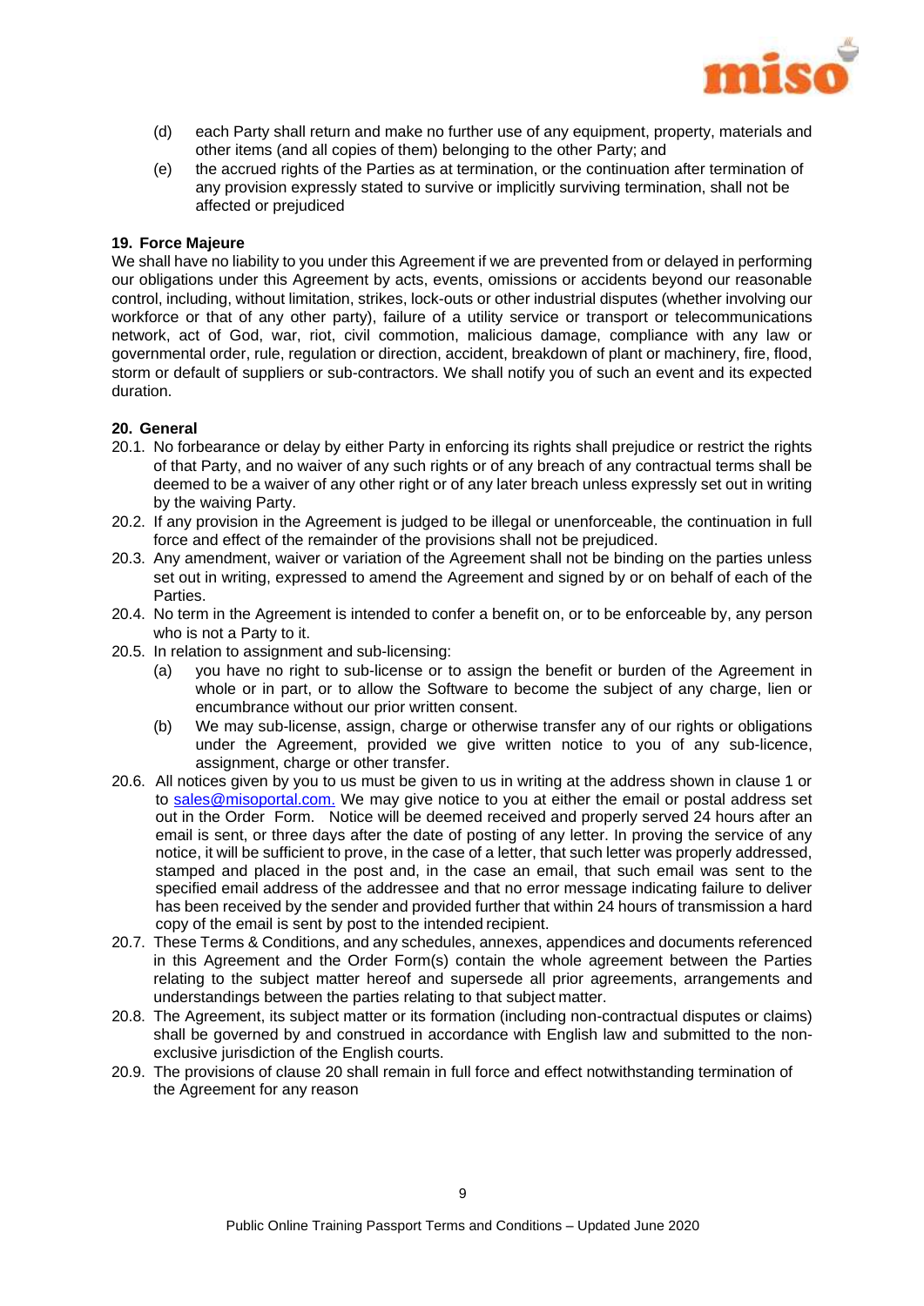(d) each Party shall return and make no further use of any equipment, property, materials and other items (and all copies of them) belonging to the other Party; and

(e) the accrued rights of the Parties as at termination, or the continuation after termination of any provision expressly stated to survive or implicitly surviving termination, shall not be affected or prejudiced

**19. Force Majeure**

We shall have no liability to you under this Agreement if we are prevented from or delayed in performing our obligations under this Agreement by acts, events, omissions or accidents beyond our reasonable control, including, without limitation, strikes, lock-outs or other industrial disputes (whether involving our workforce or that of any other party), failure of a utility service or transport or telecommunications network, act of God, war, riot, civil commotion, malicious damage, compliance with any law or governmental order, rule, regulation or direction, accident, breakdown of plant or machinery, fire, flood, storm or default of suppliers or sub-contractors. We shall notify you of such an event and its expected duration.

**20. General**

20.1. No forbearance or delay by either Party in enforcing its rights shall prejudice or restrict the rights of that Party, and no waiver of any such rights or of any breach of any contractual terms shall be deemed to be a waiver of any other right or of any later breach unless expressly set out in writing by the waiving Party.

20.2. If any provision in the Agreement is judged to be illegal or unenforceable, the continuation in full force and effect of the remainder of the provisions shall not be prejudiced.

20.3. Any amendment, waiver or variation of the Agreement shall not be binding on the parties unless set out in writing, expressed to amend the Agreement and signed by or on behalf of each of the Parties.

20.4. No term in the Agreement is intended to confer a benefit on, or to be enforceable by, any person who is not a Party to it.

20.5. In relation to assignment and sub-licensing:

(a) you have no right to sub-license or to assign the benefit or burden of the Agreement in whole or in part, or to allow the Software to become the subject of any charge, lien or encumbrance without our prior written consent.

(b) We may sub-license, assign, charge or otherwise transfer any of our rights or obligations under the Agreement, provided we give written notice to you of any sub-licence, assignment, charge or other transfer.

20.6. All notices given by you to us must be given to us in writing at the address shown in clause 1 or to sales@misoportal.com. We may give notice to you at either the email or postal address set out in the Order Form. Notice will be deemed received and properly served 24 hours after an email is sent, or three days after the date of posting of any letter. In proving the service of any notice, it will be sufficient to prove, in the case of a letter, that such letter was properly addressed, stamped and placed in the post and, in the case an email, that such email was sent to the specified email address of the addressee and that no error message indicating failure to deliver has been received by the sender and provided further that within 24 hours of transmission a hard copy of the email is sent by post to the intended recipient.

20.7. These Terms & Conditions, and any schedules, annexes, appendices and documents referenced in this Agreement and the Order Form(s) contain the whole agreement between the Parties relating to the subject matter hereof and supersede all prior agreements, arrangements and understandings between the parties relating to that subject matter.

20.8. The Agreement, its subject matter or its formation (including non-contractual disputes or claims) shall be governed by and construed in accordance with English law and submitted to the non-exclusive jurisdiction of the English courts.

20.9. The provisions of clause 20 shall remain in full force and effect notwithstanding termination of the Agreement for any reason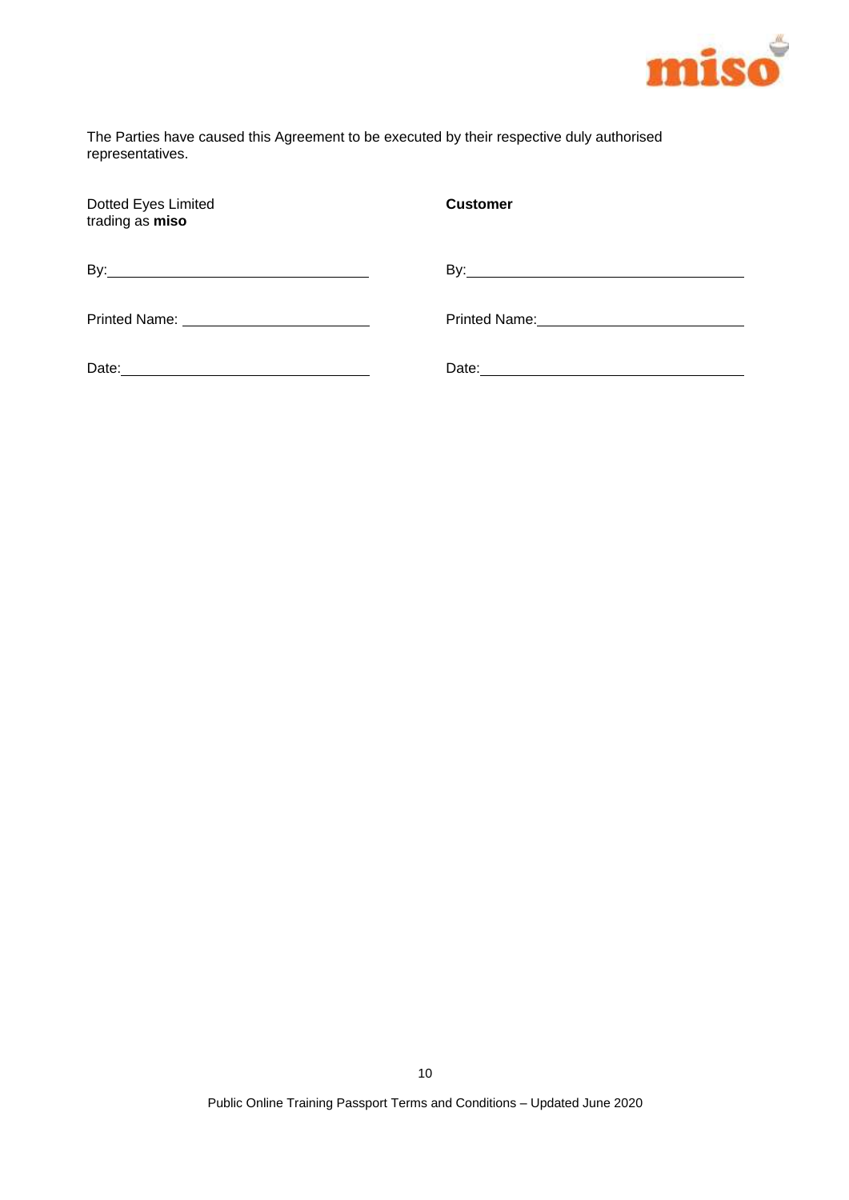The Parties have caused this Agreement to be executed by their respective duly authorised representatives.

| Dotted Eyes Limited trading as **miso** | **Customer** |
| --- | --- |
| By: ______________________________ | By: ______________________________ |
| Printed Name: ______________________ | Printed Name: ______________________ |
| Date: _____________________________ | Date: _____________________________ |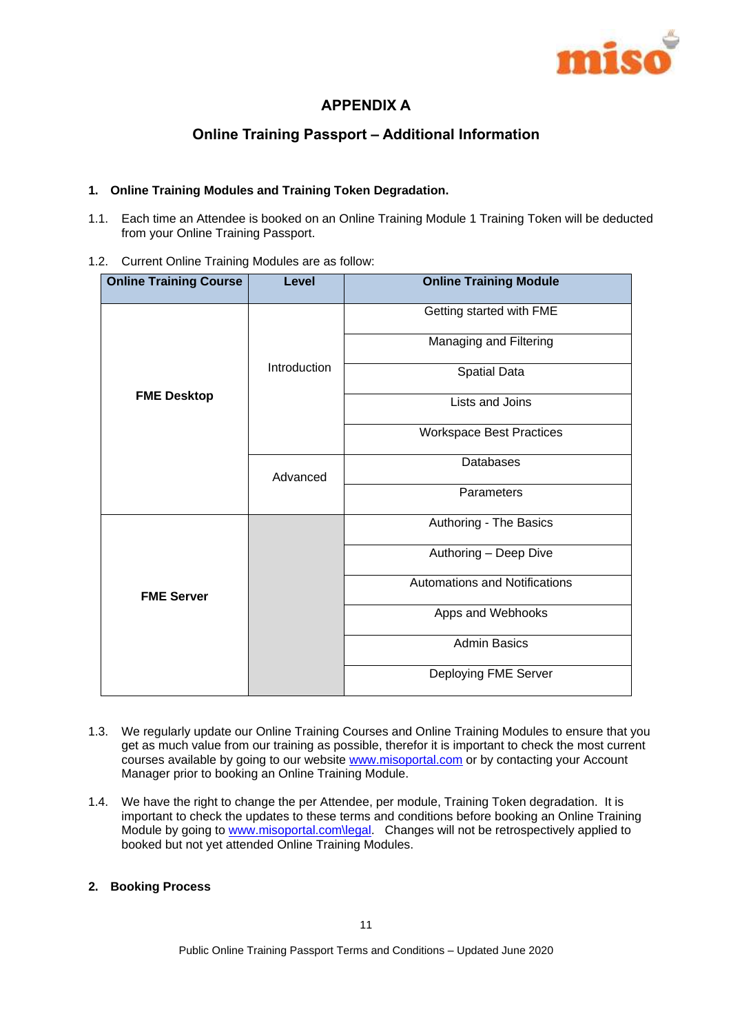# APPENDIX A

## Online Training Passport – Additional Information

### 1. Online Training Modules and Training Token Degradation.

1.1. Each time an Attendee is booked on an Online Training Module 1 Training Token will be deducted from your Online Training Passport.

1.2. Current Online Training Modules are as follow:

| Online Training Course | Level | Online Training Module |
|---|---|---|
| **FME Desktop** | Introduction | Getting started with FME |
| | | Managing and Filtering |
| | | Spatial Data |
| | | Lists and Joins |
| | | Workspace Best Practices |
| | Advanced | Databases |
| | | Parameters |
| **FME Server** | | Authoring - The Basics |
| | | Authoring – Deep Dive |
| | | Automations and Notifications |
| | | Apps and Webhooks |
| | | Admin Basics |
| | | Deploying FME Server |

1.3. We regularly update our Online Training Courses and Online Training Modules to ensure that you get as much value from our training as possible, therefor it is important to check the most current courses available by going to our website www.misoportal.com or by contacting your Account Manager prior to booking an Online Training Module.

1.4. We have the right to change the per Attendee, per module, Training Token degradation. It is important to check the updates to these terms and conditions before booking an Online Training Module by going to www.misoportal.com\legal. Changes will not be retrospectively applied to booked but not yet attended Online Training Modules.

### 2. Booking Process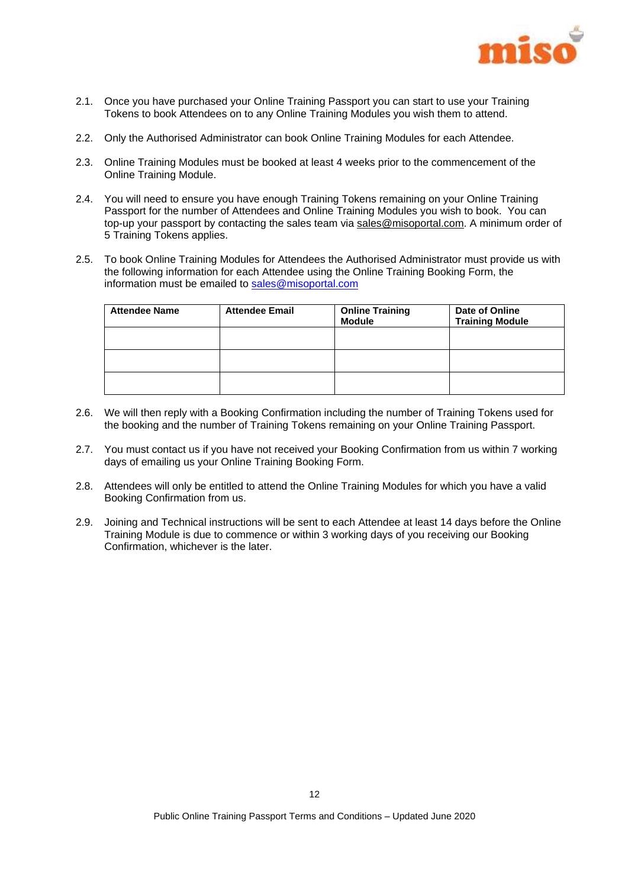2.1. Once you have purchased your Online Training Passport you can start to use your Training Tokens to book Attendees on to any Online Training Modules you wish them to attend.

2.2. Only the Authorised Administrator can book Online Training Modules for each Attendee.

2.3. Online Training Modules must be booked at least 4 weeks prior to the commencement of the Online Training Module.

2.4. You will need to ensure you have enough Training Tokens remaining on your Online Training Passport for the number of Attendees and Online Training Modules you wish to book. You can top-up your passport by contacting the sales team via sales@misoportal.com. A minimum order of 5 Training Tokens applies.

2.5. To book Online Training Modules for Attendees the Authorised Administrator must provide us with the following information for each Attendee using the Online Training Booking Form, the information must be emailed to sales@misoportal.com

| **Attendee Name** | **Attendee Email** | **Online Training Module** | **Date of Online Training Module** |
|---|---|---|---|
| | | | |
| | | | |
| | | | |

2.6. We will then reply with a Booking Confirmation including the number of Training Tokens used for the booking and the number of Training Tokens remaining on your Online Training Passport.

2.7. You must contact us if you have not received your Booking Confirmation from us within 7 working days of emailing us your Online Training Booking Form.

2.8. Attendees will only be entitled to attend the Online Training Modules for which you have a valid Booking Confirmation from us.

2.9. Joining and Technical instructions will be sent to each Attendee at least 14 days before the Online Training Module is due to commence or within 3 working days of you receiving our Booking Confirmation, whichever is the later.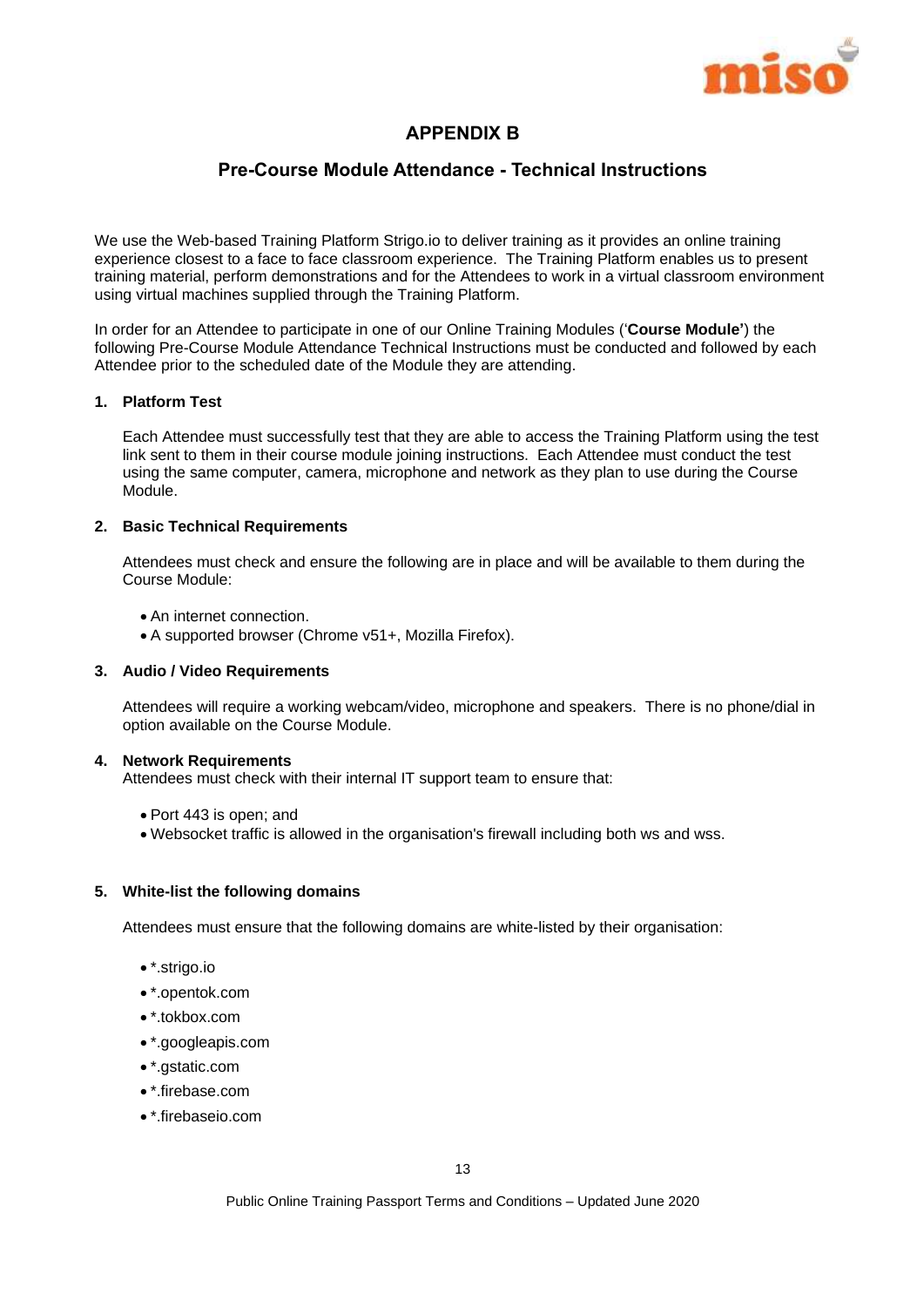# APPENDIX B

## Pre-Course Module Attendance - Technical Instructions

We use the Web-based Training Platform Strigo.io to deliver training as it provides an online training experience closest to a face to face classroom experience. The Training Platform enables us to present training material, perform demonstrations and for the Attendees to work in a virtual classroom environment using virtual machines supplied through the Training Platform.

In order for an Attendee to participate in one of our Online Training Modules (‘**Course Module’**) the following Pre-Course Module Attendance Technical Instructions must be conducted and followed by each Attendee prior to the scheduled date of the Module they are attending.

**1. Platform Test**

Each Attendee must successfully test that they are able to access the Training Platform using the test link sent to them in their course module joining instructions. Each Attendee must conduct the test using the same computer, camera, microphone and network as they plan to use during the Course Module.

**2. Basic Technical Requirements**

Attendees must check and ensure the following are in place and will be available to them during the Course Module:

- An internet connection.
- A supported browser (Chrome v51+, Mozilla Firefox).

**3. Audio / Video Requirements**

Attendees will require a working webcam/video, microphone and speakers. There is no phone/dial in option available on the Course Module.

**4. Network Requirements**

Attendees must check with their internal IT support team to ensure that:

- Port 443 is open; and
- Websocket traffic is allowed in the organisation's firewall including both ws and wss.

**5. White-list the following domains**

Attendees must ensure that the following domains are white-listed by their organisation:

- *.strigo.io
- *.opentok.com
- *.tokbox.com
- *.googleapis.com
- *.gstatic.com
- *.firebase.com
- *.firebaseio.com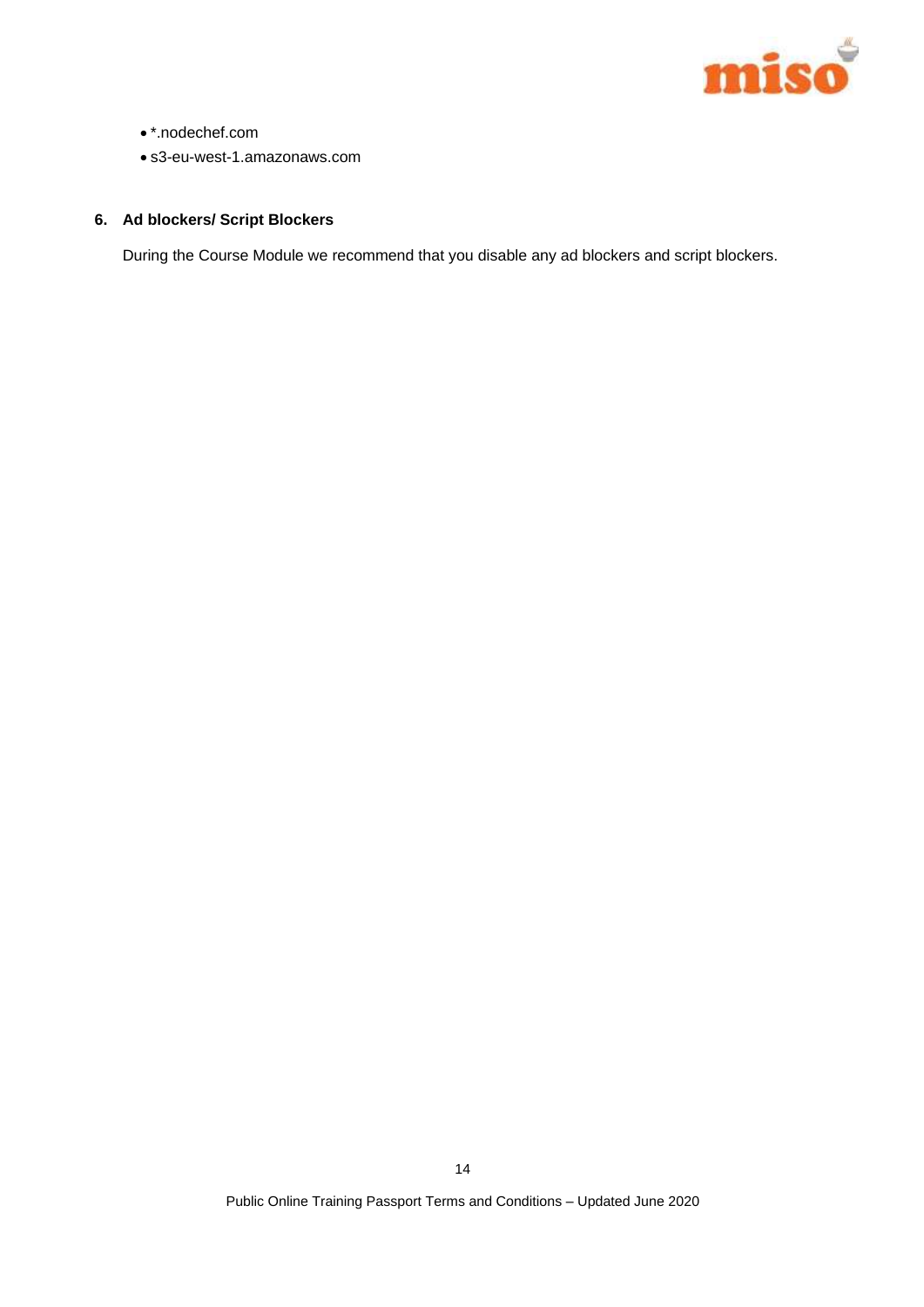- *.nodechef.com
- s3-eu-west-1.amazonaws.com

**6. Ad blockers/ Script Blockers**

During the Course Module we recommend that you disable any ad blockers and script blockers.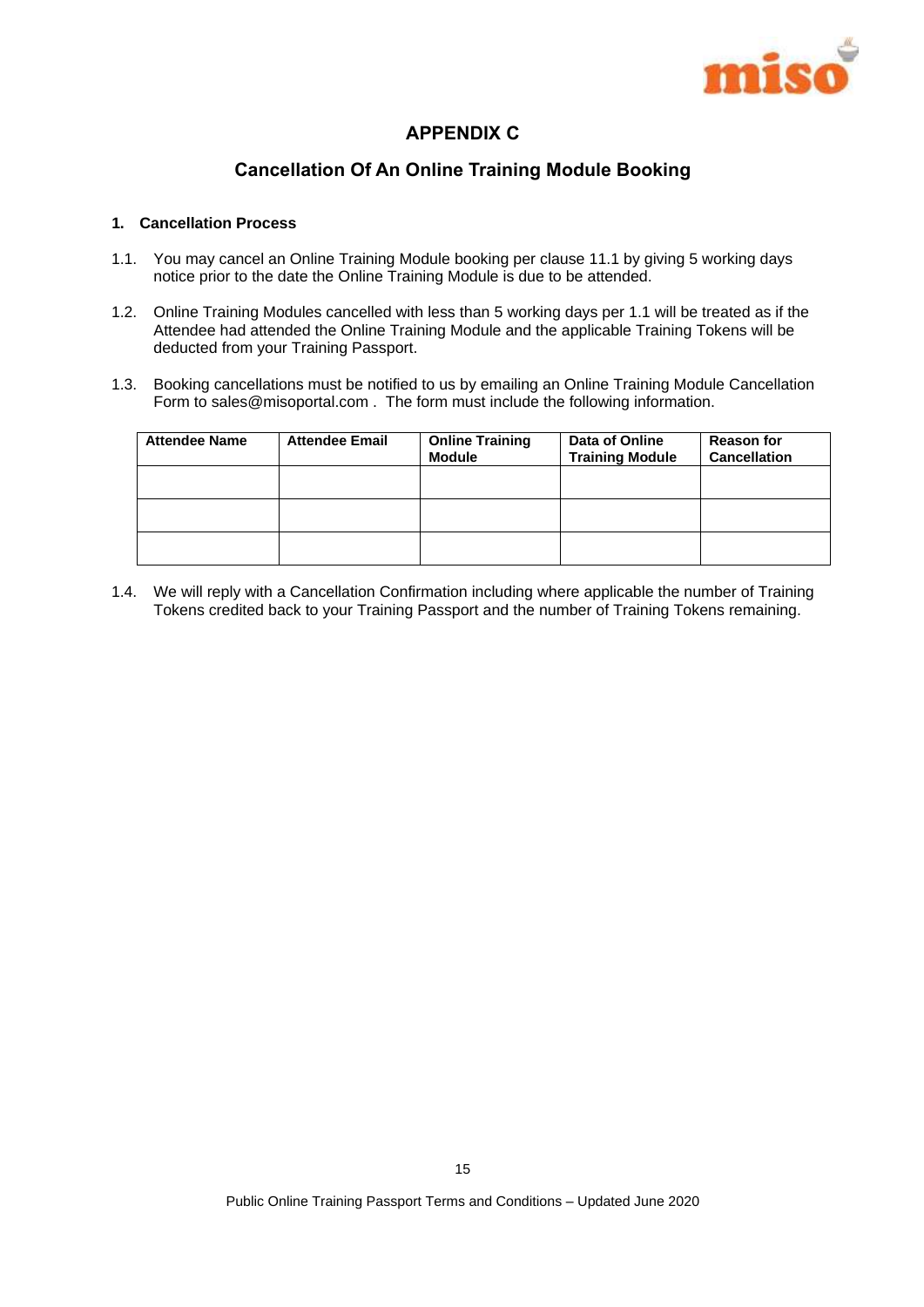## APPENDIX C

## Cancellation Of An Online Training Module Booking

**1. Cancellation Process**

1.1. You may cancel an Online Training Module booking per clause 11.1 by giving 5 working days notice prior to the date the Online Training Module is due to be attended.

1.2. Online Training Modules cancelled with less than 5 working days per 1.1 will be treated as if the Attendee had attended the Online Training Module and the applicable Training Tokens will be deducted from your Training Passport.

1.3. Booking cancellations must be notified to us by emailing an Online Training Module Cancellation Form to sales@misoportal.com . The form must include the following information.

| Attendee Name | Attendee Email | Online Training Module | Data of Online Training Module | Reason for Cancellation |
|---|---|---|---|---|
| | | | | |
| | | | | |
| | | | | |

1.4. We will reply with a Cancellation Confirmation including where applicable the number of Training Tokens credited back to your Training Passport and the number of Training Tokens remaining.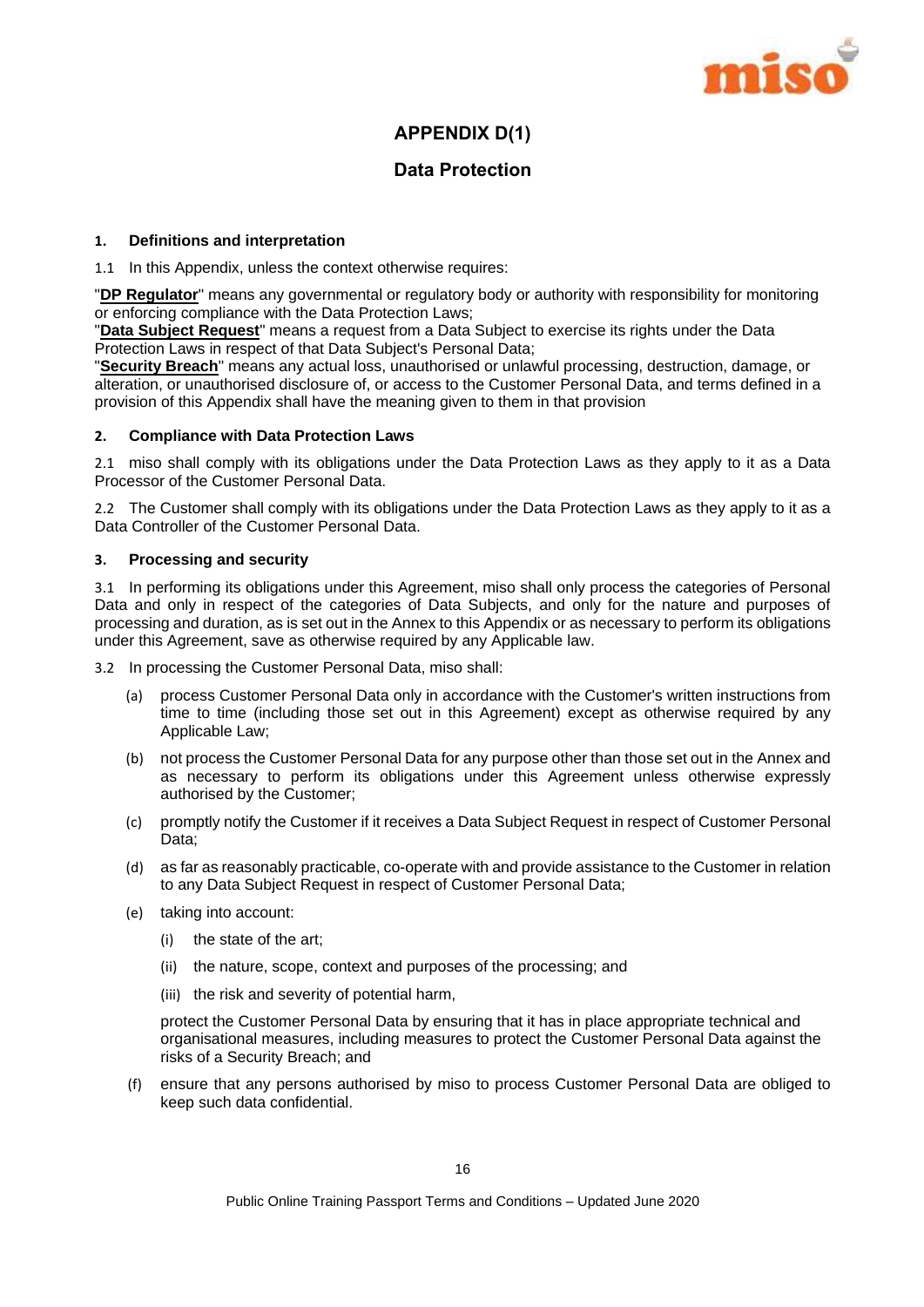# APPENDIX D(1)

## Data Protection

### 1. Definitions and interpretation

1.1 In this Appendix, unless the context otherwise requires:

"**DP Regulator**" means any governmental or regulatory body or authority with responsibility for monitoring or enforcing compliance with the Data Protection Laws;
"**Data Subject Request**" means a request from a Data Subject to exercise its rights under the Data Protection Laws in respect of that Data Subject's Personal Data;
"**Security Breach**" means any actual loss, unauthorised or unlawful processing, destruction, damage, or alteration, or unauthorised disclosure of, or access to the Customer Personal Data, and terms defined in a provision of this Appendix shall have the meaning given to them in that provision

### 2. Compliance with Data Protection Laws

2.1 miso shall comply with its obligations under the Data Protection Laws as they apply to it as a Data Processor of the Customer Personal Data.

2.2 The Customer shall comply with its obligations under the Data Protection Laws as they apply to it as a Data Controller of the Customer Personal Data.

### 3. Processing and security

3.1 In performing its obligations under this Agreement, miso shall only process the categories of Personal Data and only in respect of the categories of Data Subjects, and only for the nature and purposes of processing and duration, as is set out in the Annex to this Appendix or as necessary to perform its obligations under this Agreement, save as otherwise required by any Applicable law.

3.2 In processing the Customer Personal Data, miso shall:

(a) process Customer Personal Data only in accordance with the Customer's written instructions from time to time (including those set out in this Agreement) except as otherwise required by any Applicable Law;

(b) not process the Customer Personal Data for any purpose other than those set out in the Annex and as necessary to perform its obligations under this Agreement unless otherwise expressly authorised by the Customer;

(c) promptly notify the Customer if it receives a Data Subject Request in respect of Customer Personal Data;

(d) as far as reasonably practicable, co-operate with and provide assistance to the Customer in relation to any Data Subject Request in respect of Customer Personal Data;

(e) taking into account:

(i) the state of the art;

(ii) the nature, scope, context and purposes of the processing; and

(iii) the risk and severity of potential harm,

protect the Customer Personal Data by ensuring that it has in place appropriate technical and organisational measures, including measures to protect the Customer Personal Data against the risks of a Security Breach; and

(f) ensure that any persons authorised by miso to process Customer Personal Data are obliged to keep such data confidential.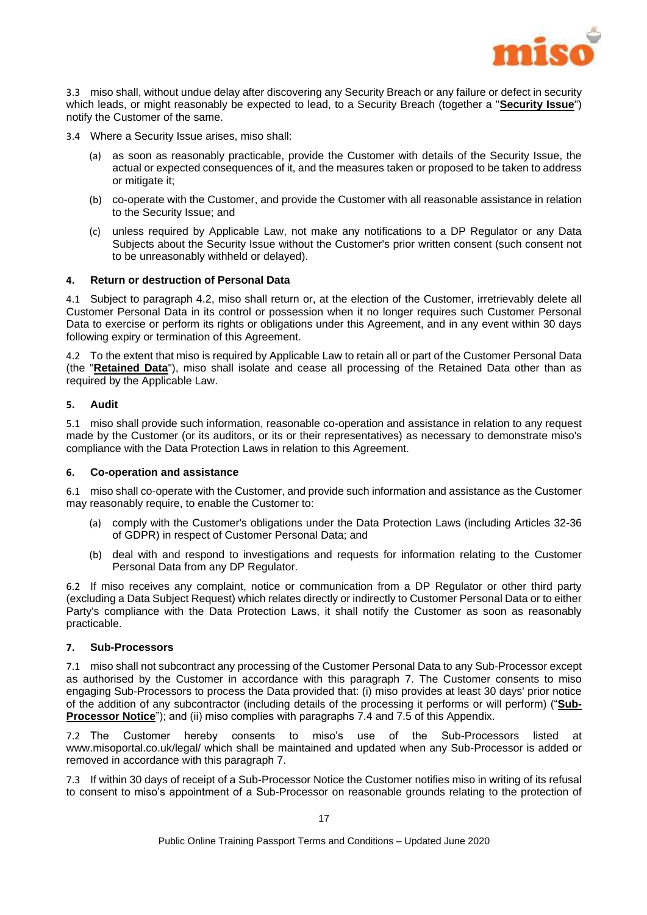3.3 miso shall, without undue delay after discovering any Security Breach or any failure or defect in security which leads, or might reasonably be expected to lead, to a Security Breach (together a "**Security Issue**") notify the Customer of the same.

3.4 Where a Security Issue arises, miso shall:

(a) as soon as reasonably practicable, provide the Customer with details of the Security Issue, the actual or expected consequences of it, and the measures taken or proposed to be taken to address or mitigate it;

(b) co-operate with the Customer, and provide the Customer with all reasonable assistance in relation to the Security Issue; and

(c) unless required by Applicable Law, not make any notifications to a DP Regulator or any Data Subjects about the Security Issue without the Customer's prior written consent (such consent not to be unreasonably withheld or delayed).

**4. Return or destruction of Personal Data**

4.1 Subject to paragraph 4.2, miso shall return or, at the election of the Customer, irretrievably delete all Customer Personal Data in its control or possession when it no longer requires such Customer Personal Data to exercise or perform its rights or obligations under this Agreement, and in any event within 30 days following expiry or termination of this Agreement.

4.2 To the extent that miso is required by Applicable Law to retain all or part of the Customer Personal Data (the "**Retained Data**"), miso shall isolate and cease all processing of the Retained Data other than as required by the Applicable Law.

**5. Audit**

5.1 miso shall provide such information, reasonable co-operation and assistance in relation to any request made by the Customer (or its auditors, or its or their representatives) as necessary to demonstrate miso's compliance with the Data Protection Laws in relation to this Agreement.

**6. Co-operation and assistance**

6.1 miso shall co-operate with the Customer, and provide such information and assistance as the Customer may reasonably require, to enable the Customer to:

(a) comply with the Customer's obligations under the Data Protection Laws (including Articles 32-36 of GDPR) in respect of Customer Personal Data; and

(b) deal with and respond to investigations and requests for information relating to the Customer Personal Data from any DP Regulator.

6.2 If miso receives any complaint, notice or communication from a DP Regulator or other third party (excluding a Data Subject Request) which relates directly or indirectly to Customer Personal Data or to either Party's compliance with the Data Protection Laws, it shall notify the Customer as soon as reasonably practicable.

**7. Sub-Processors**

7.1 miso shall not subcontract any processing of the Customer Personal Data to any Sub-Processor except as authorised by the Customer in accordance with this paragraph 7. The Customer consents to miso engaging Sub-Processors to process the Data provided that: (i) miso provides at least 30 days' prior notice of the addition of any subcontractor (including details of the processing it performs or will perform) ("**Sub-Processor Notice**"); and (ii) miso complies with paragraphs 7.4 and 7.5 of this Appendix.

7.2 The Customer hereby consents to miso's use of the Sub-Processors listed at www.misoportal.co.uk/legal/ which shall be maintained and updated when any Sub-Processor is added or removed in accordance with this paragraph 7.

7.3 If within 30 days of receipt of a Sub-Processor Notice the Customer notifies miso in writing of its refusal to consent to miso's appointment of a Sub-Processor on reasonable grounds relating to the protection of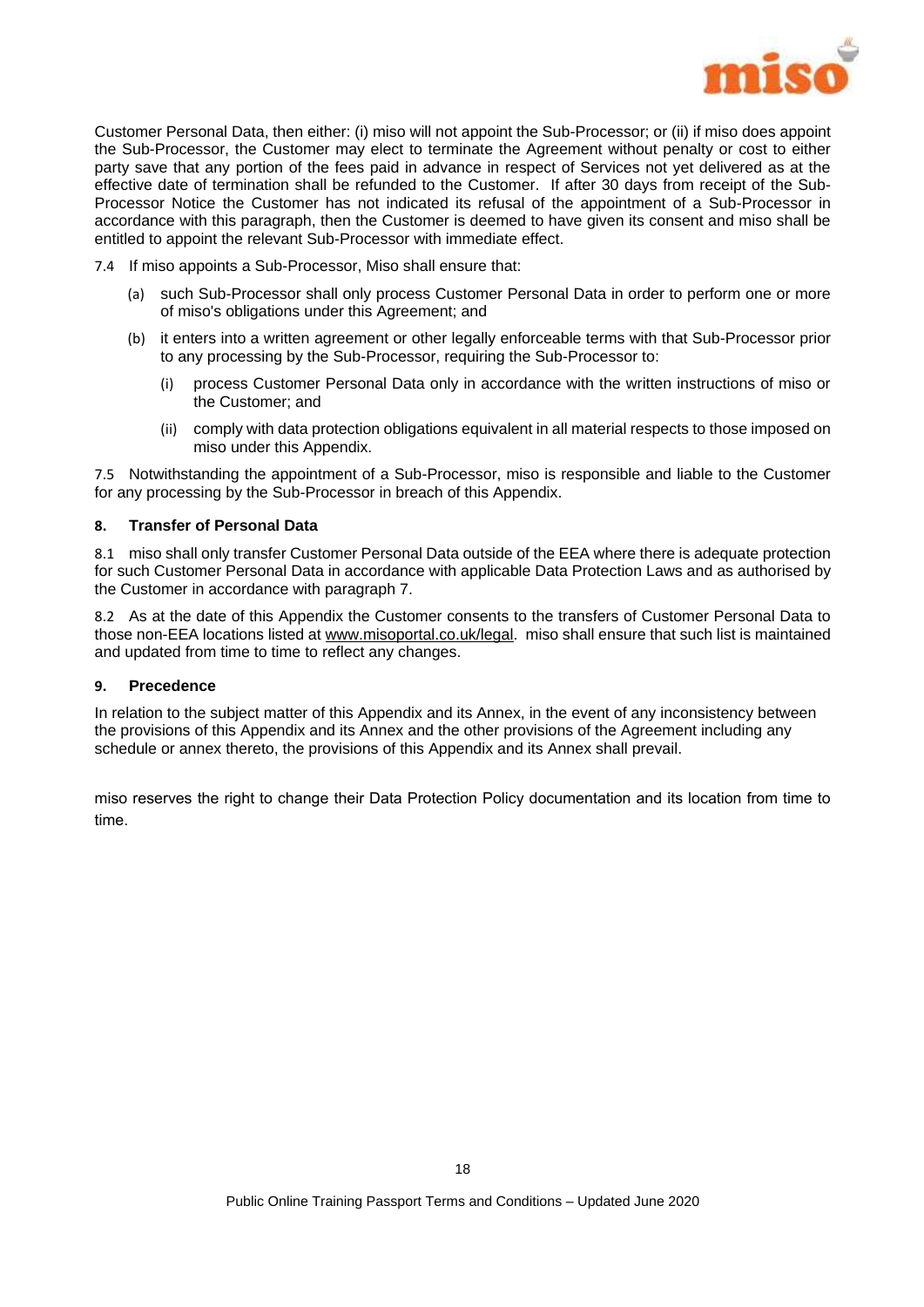Customer Personal Data, then either: (i) miso will not appoint the Sub-Processor; or (ii) if miso does appoint the Sub-Processor, the Customer may elect to terminate the Agreement without penalty or cost to either party save that any portion of the fees paid in advance in respect of Services not yet delivered as at the effective date of termination shall be refunded to the Customer. If after 30 days from receipt of the Sub-Processor Notice the Customer has not indicated its refusal of the appointment of a Sub-Processor in accordance with this paragraph, then the Customer is deemed to have given its consent and miso shall be entitled to appoint the relevant Sub-Processor with immediate effect.

7.4 If miso appoints a Sub-Processor, Miso shall ensure that:

(a) such Sub-Processor shall only process Customer Personal Data in order to perform one or more of miso's obligations under this Agreement; and

(b) it enters into a written agreement or other legally enforceable terms with that Sub-Processor prior to any processing by the Sub-Processor, requiring the Sub-Processor to:

(i) process Customer Personal Data only in accordance with the written instructions of miso or the Customer; and

(ii) comply with data protection obligations equivalent in all material respects to those imposed on miso under this Appendix.

7.5 Notwithstanding the appointment of a Sub-Processor, miso is responsible and liable to the Customer for any processing by the Sub-Processor in breach of this Appendix.

**8. Transfer of Personal Data**

8.1 miso shall only transfer Customer Personal Data outside of the EEA where there is adequate protection for such Customer Personal Data in accordance with applicable Data Protection Laws and as authorised by the Customer in accordance with paragraph 7.

8.2 As at the date of this Appendix the Customer consents to the transfers of Customer Personal Data to those non-EEA locations listed at www.misoportal.co.uk/legal. miso shall ensure that such list is maintained and updated from time to time to reflect any changes.

**9. Precedence**

In relation to the subject matter of this Appendix and its Annex, in the event of any inconsistency between the provisions of this Appendix and its Annex and the other provisions of the Agreement including any schedule or annex thereto, the provisions of this Appendix and its Annex shall prevail.

miso reserves the right to change their Data Protection Policy documentation and its location from time to time.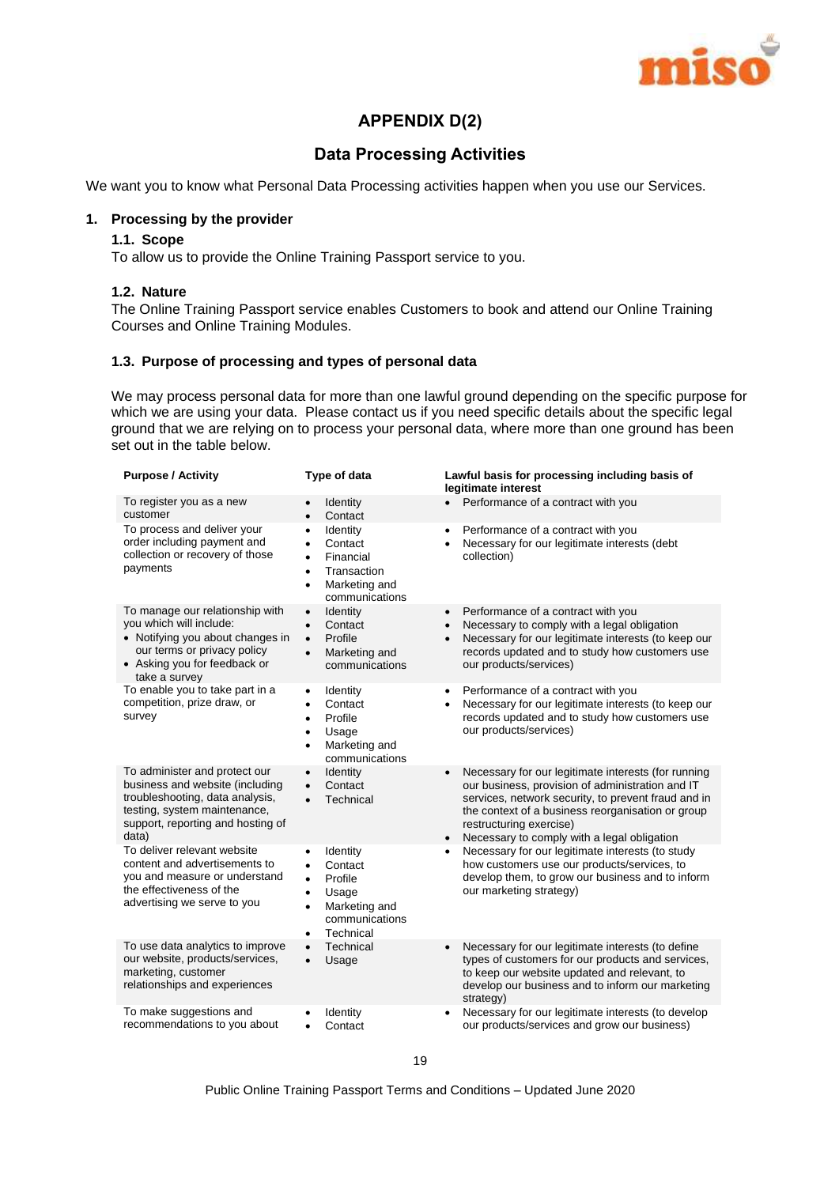## APPENDIX D(2)

## Data Processing Activities

We want you to know what Personal Data Processing activities happen when you use our Services.

### 1. Processing by the provider

#### 1.1. Scope

To allow us to provide the Online Training Passport service to you.

#### 1.2. Nature

The Online Training Passport service enables Customers to book and attend our Online Training Courses and Online Training Modules.

#### 1.3. Purpose of processing and types of personal data

We may process personal data for more than one lawful ground depending on the specific purpose for which we are using your data. Please contact us if you need specific details about the specific legal ground that we are relying on to process your personal data, where more than one ground has been set out in the table below.

| Purpose / Activity | Type of data | Lawful basis for processing including basis of legitimate interest |
|---|---|---|
| To register you as a new customer | • Identity<br>• Contact | • Performance of a contract with you |
| To process and deliver your order including payment and collection or recovery of those payments | • Identity<br>• Contact<br>• Financial<br>• Transaction<br>• Marketing and communications | • Performance of a contract with you<br>• Necessary for our legitimate interests (debt collection) |
| To manage our relationship with you which will include:<br>• Notifying you about changes in our terms or privacy policy<br>• Asking you for feedback or take a survey | • Identity<br>• Contact<br>• Profile<br>• Marketing and communications | • Performance of a contract with you<br>• Necessary to comply with a legal obligation<br>• Necessary for our legitimate interests (to keep our records updated and to study how customers use our products/services) |
| To enable you to take part in a competition, prize draw, or survey | • Identity<br>• Contact<br>• Profile<br>• Usage<br>• Marketing and communications | • Performance of a contract with you<br>• Necessary for our legitimate interests (to keep our records updated and to study how customers use our products/services) |
| To administer and protect our business and website (including troubleshooting, data analysis, testing, system maintenance, support, reporting and hosting of data) | • Identity<br>• Contact<br>• Technical | • Necessary for our legitimate interests (for running our business, provision of administration and IT services, network security, to prevent fraud and in the context of a business reorganisation or group restructuring exercise)<br>• Necessary to comply with a legal obligation |
| To deliver relevant website content and advertisements to you and measure or understand the effectiveness of the advertising we serve to you | • Identity<br>• Contact<br>• Profile<br>• Usage<br>• Marketing and communications<br>• Technical | • Necessary for our legitimate interests (to study how customers use our products/services, to develop them, to grow our business and to inform our marketing strategy) |
| To use data analytics to improve our website, products/services, marketing, customer relationships and experiences | • Technical<br>• Usage | • Necessary for our legitimate interests (to define types of customers for our products and services, to keep our website updated and relevant, to develop our business and to inform our marketing strategy) |
| To make suggestions and recommendations to you about | • Identity<br>• Contact | • Necessary for our legitimate interests (to develop our products/services and grow our business) |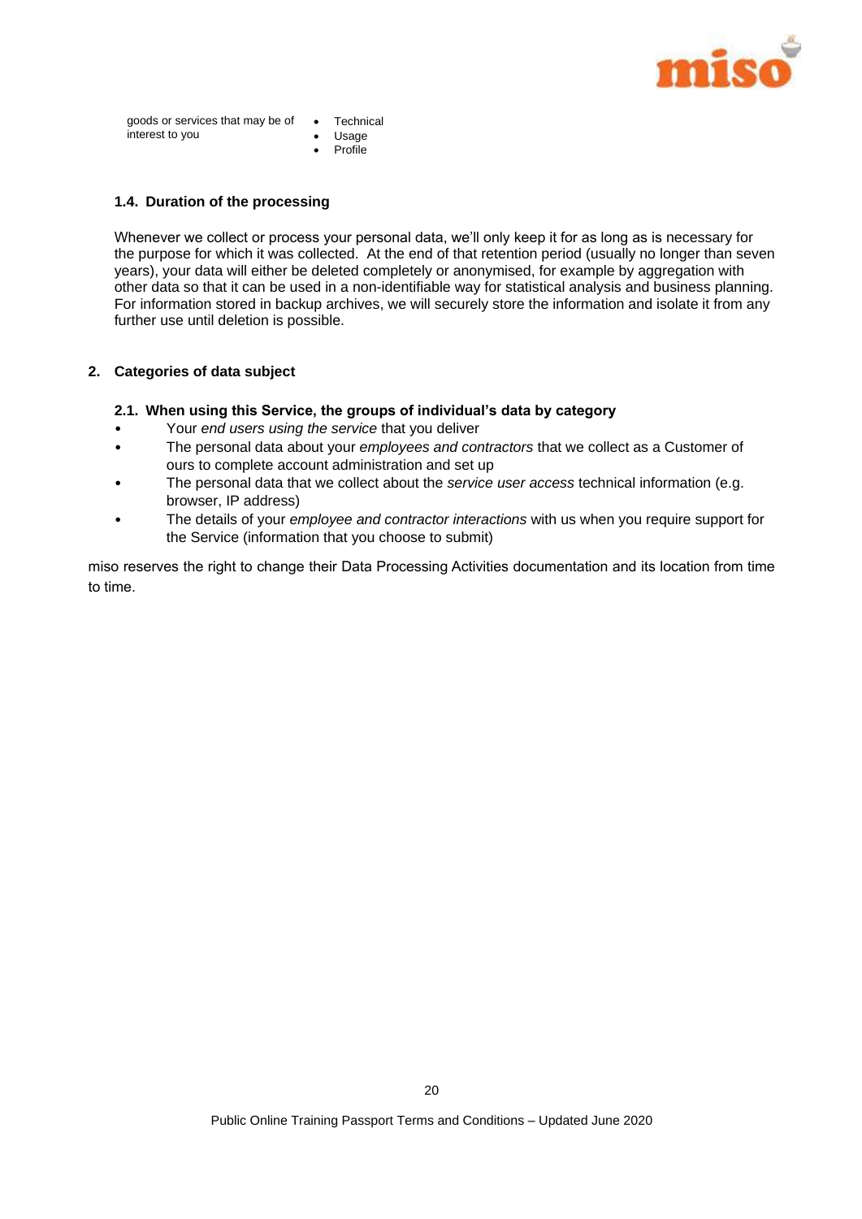| | |
|---|---|
| goods or services that may be of interest to you | • Technical<br>• Usage<br>• Profile |

### 1.4. Duration of the processing

Whenever we collect or process your personal data, we'll only keep it for as long as is necessary for the purpose for which it was collected. At the end of that retention period (usually no longer than seven years), your data will either be deleted completely or anonymised, for example by aggregation with other data so that it can be used in a non-identifiable way for statistical analysis and business planning. For information stored in backup archives, we will securely store the information and isolate it from any further use until deletion is possible.

## 2. Categories of data subject

### 2.1. When using this Service, the groups of individual's data by category

- Your *end users using the service* that you deliver
- The personal data about your *employees and contractors* that we collect as a Customer of ours to complete account administration and set up
- The personal data that we collect about the *service user access* technical information (e.g. browser, IP address)
- The details of your *employee and contractor interactions* with us when you require support for the Service (information that you choose to submit)

miso reserves the right to change their Data Processing Activities documentation and its location from time to time.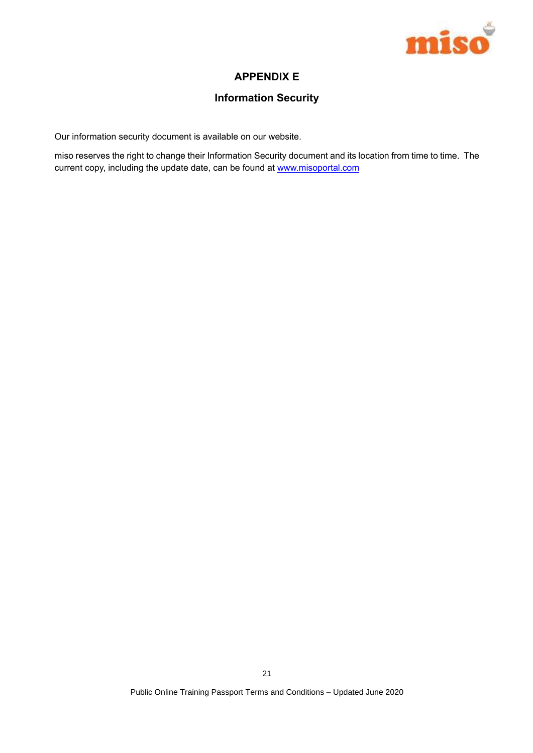# APPENDIX E

## Information Security

Our information security document is available on our website.

miso reserves the right to change their Information Security document and its location from time to time. The current copy, including the update date, can be found at [www.misoportal.com](http://www.misoportal.com)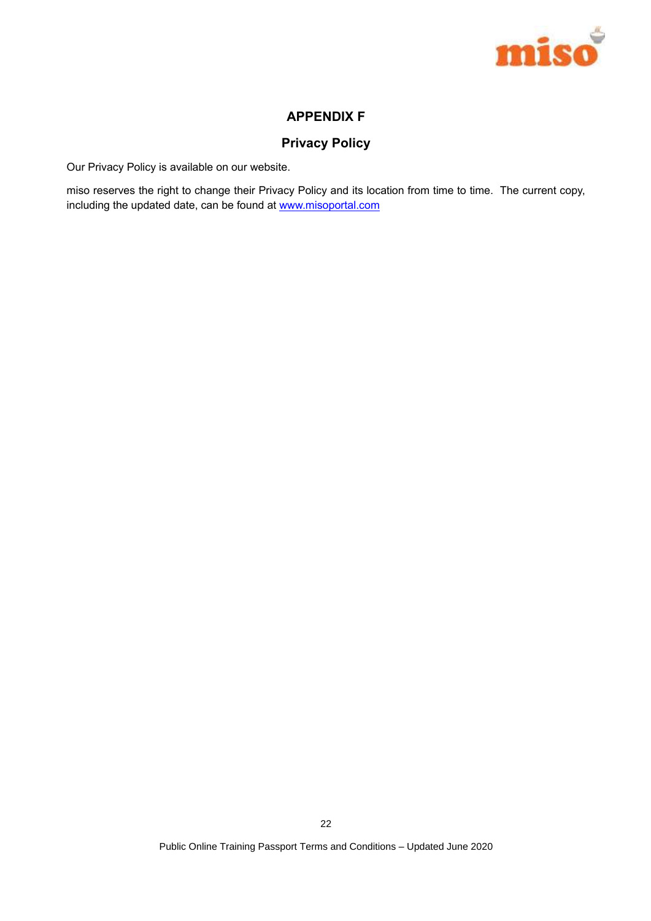# APPENDIX F

## Privacy Policy

Our Privacy Policy is available on our website.

miso reserves the right to change their Privacy Policy and its location from time to time. The current copy, including the updated date, can be found at [www.misoportal.com](www.misoportal.com)